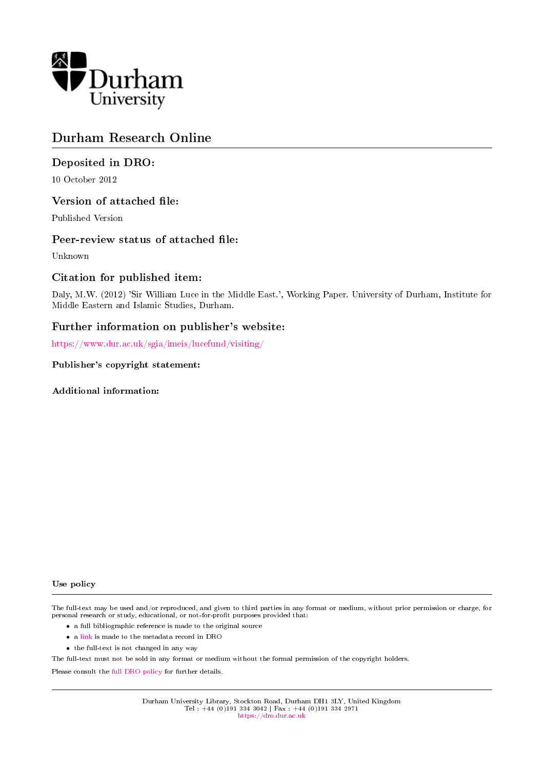Durham University

# Durham Research Online

## Deposited in DRO:

10 October 2012

## Version of attached file:

Published Version

## Peer-review status of attached file:

Unknown

## Citation for published item:

Daly, M.W. (2012) 'Sir William Luce in the Middle East.', Working Paper. University of Durham, Institute for Middle Eastern and Islamic Studies, Durham.

## Further information on publisher's website:

https://www.dur.ac.uk/sgia/imeis/lucefund/visiting/

### Publisher's copyright statement:

### Additional information:

### Use policy

The full-text may be used and/or reproduced, and given to third parties in any format or medium, without prior permission or charge, for personal research or study, educational, or not-for-profit purposes provided that:

- a full bibliographic reference is made to the original source
- a link is made to the metadata record in DRO
- the full-text is not changed in any way

The full-text must not be sold in any format or medium without the formal permission of the copyright holders.

Please consult the full DRO policy for further details.

Durham University Library, Stockton Road, Durham DH1 3LY, United Kingdom
Tel : +44 (0)191 334 3042 | Fax : +44 (0)191 334 2971
https://dro.dur.ac.uk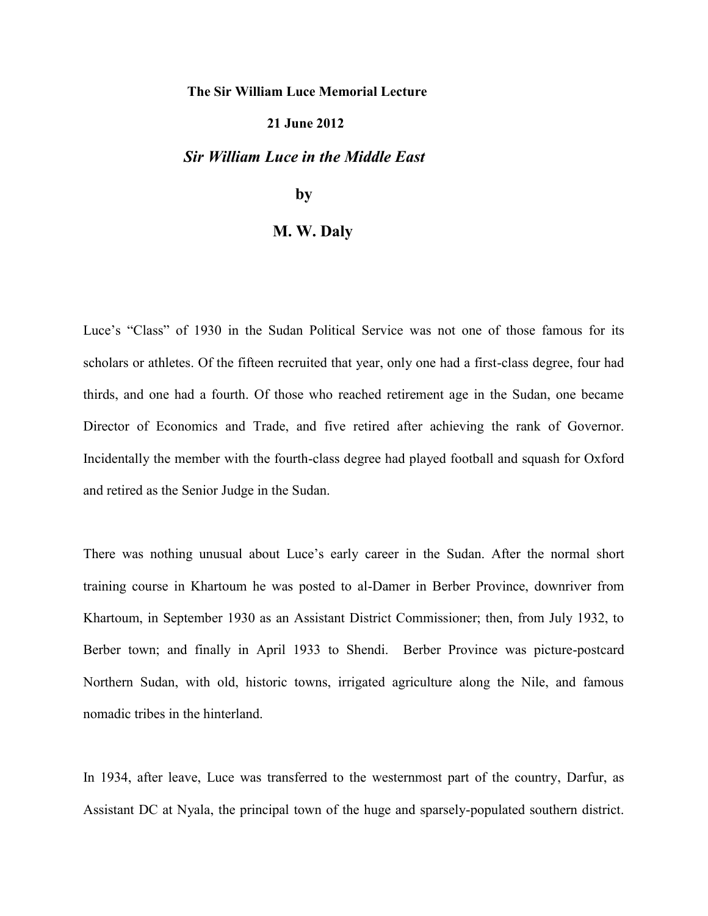**The Sir William Luce Memorial Lecture**

**21 June 2012**

# *Sir William Luce in the Middle East*

**by**

## M. W. Daly

Luce's "Class" of 1930 in the Sudan Political Service was not one of those famous for its scholars or athletes. Of the fifteen recruited that year, only one had a first-class degree, four had thirds, and one had a fourth. Of those who reached retirement age in the Sudan, one became Director of Economics and Trade, and five retired after achieving the rank of Governor. Incidentally the member with the fourth-class degree had played football and squash for Oxford and retired as the Senior Judge in the Sudan.

There was nothing unusual about Luce's early career in the Sudan. After the normal short training course in Khartoum he was posted to al-Damer in Berber Province, downriver from Khartoum, in September 1930 as an Assistant District Commissioner; then, from July 1932, to Berber town; and finally in April 1933 to Shendi. Berber Province was picture-postcard Northern Sudan, with old, historic towns, irrigated agriculture along the Nile, and famous nomadic tribes in the hinterland.

In 1934, after leave, Luce was transferred to the westernmost part of the country, Darfur, as Assistant DC at Nyala, the principal town of the huge and sparsely-populated southern district.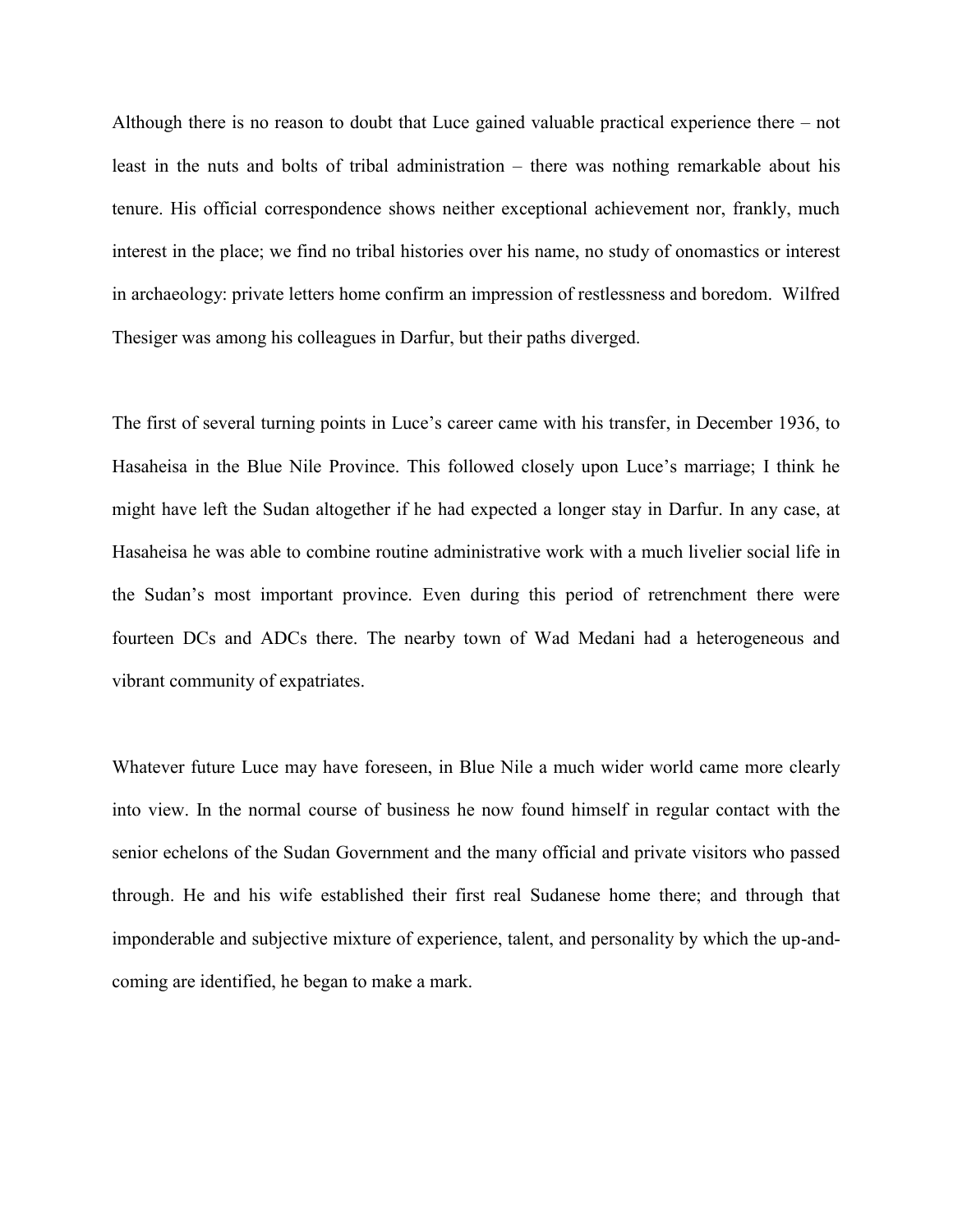Although there is no reason to doubt that Luce gained valuable practical experience there – not least in the nuts and bolts of tribal administration – there was nothing remarkable about his tenure. His official correspondence shows neither exceptional achievement nor, frankly, much interest in the place; we find no tribal histories over his name, no study of onomastics or interest in archaeology: private letters home confirm an impression of restlessness and boredom. Wilfred Thesiger was among his colleagues in Darfur, but their paths diverged.

The first of several turning points in Luce's career came with his transfer, in December 1936, to Hasaheisa in the Blue Nile Province. This followed closely upon Luce's marriage; I think he might have left the Sudan altogether if he had expected a longer stay in Darfur. In any case, at Hasaheisa he was able to combine routine administrative work with a much livelier social life in the Sudan's most important province. Even during this period of retrenchment there were fourteen DCs and ADCs there. The nearby town of Wad Medani had a heterogeneous and vibrant community of expatriates.

Whatever future Luce may have foreseen, in Blue Nile a much wider world came more clearly into view. In the normal course of business he now found himself in regular contact with the senior echelons of the Sudan Government and the many official and private visitors who passed through. He and his wife established their first real Sudanese home there; and through that imponderable and subjective mixture of experience, talent, and personality by which the up-and-coming are identified, he began to make a mark.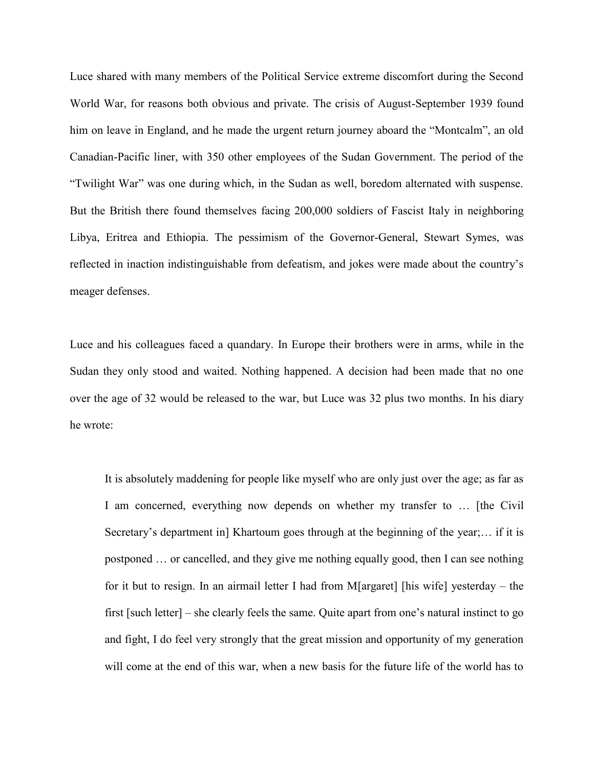Luce shared with many members of the Political Service extreme discomfort during the Second World War, for reasons both obvious and private. The crisis of August-September 1939 found him on leave in England, and he made the urgent return journey aboard the "Montcalm", an old Canadian-Pacific liner, with 350 other employees of the Sudan Government. The period of the "Twilight War" was one during which, in the Sudan as well, boredom alternated with suspense. But the British there found themselves facing 200,000 soldiers of Fascist Italy in neighboring Libya, Eritrea and Ethiopia. The pessimism of the Governor-General, Stewart Symes, was reflected in inaction indistinguishable from defeatism, and jokes were made about the country's meager defenses.

Luce and his colleagues faced a quandary. In Europe their brothers were in arms, while in the Sudan they only stood and waited. Nothing happened. A decision had been made that no one over the age of 32 would be released to the war, but Luce was 32 plus two months. In his diary he wrote:

> It is absolutely maddening for people like myself who are only just over the age; as far as I am concerned, everything now depends on whether my transfer to … [the Civil Secretary's department in] Khartoum goes through at the beginning of the year;… if it is postponed … or cancelled, and they give me nothing equally good, then I can see nothing for it but to resign. In an airmail letter I had from M[argaret] [his wife] yesterday – the first [such letter] – she clearly feels the same. Quite apart from one's natural instinct to go and fight, I do feel very strongly that the great mission and opportunity of my generation will come at the end of this war, when a new basis for the future life of the world has to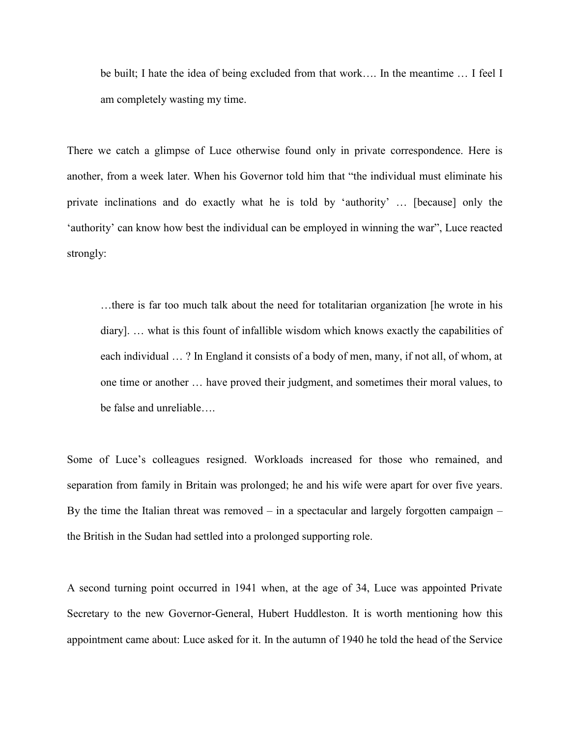> be built; I hate the idea of being excluded from that work…. In the meantime … I feel I am completely wasting my time.

There we catch a glimpse of Luce otherwise found only in private correspondence. Here is another, from a week later. When his Governor told him that "the individual must eliminate his private inclinations and do exactly what he is told by 'authority' … [because] only the 'authority' can know how best the individual can be employed in winning the war", Luce reacted strongly:

> …there is far too much talk about the need for totalitarian organization [he wrote in his diary]. … what is this fount of infallible wisdom which knows exactly the capabilities of each individual … ? In England it consists of a body of men, many, if not all, of whom, at one time or another … have proved their judgment, and sometimes their moral values, to be false and unreliable….

Some of Luce's colleagues resigned. Workloads increased for those who remained, and separation from family in Britain was prolonged; he and his wife were apart for over five years. By the time the Italian threat was removed – in a spectacular and largely forgotten campaign – the British in the Sudan had settled into a prolonged supporting role.

A second turning point occurred in 1941 when, at the age of 34, Luce was appointed Private Secretary to the new Governor-General, Hubert Huddleston. It is worth mentioning how this appointment came about: Luce asked for it. In the autumn of 1940 he told the head of the Service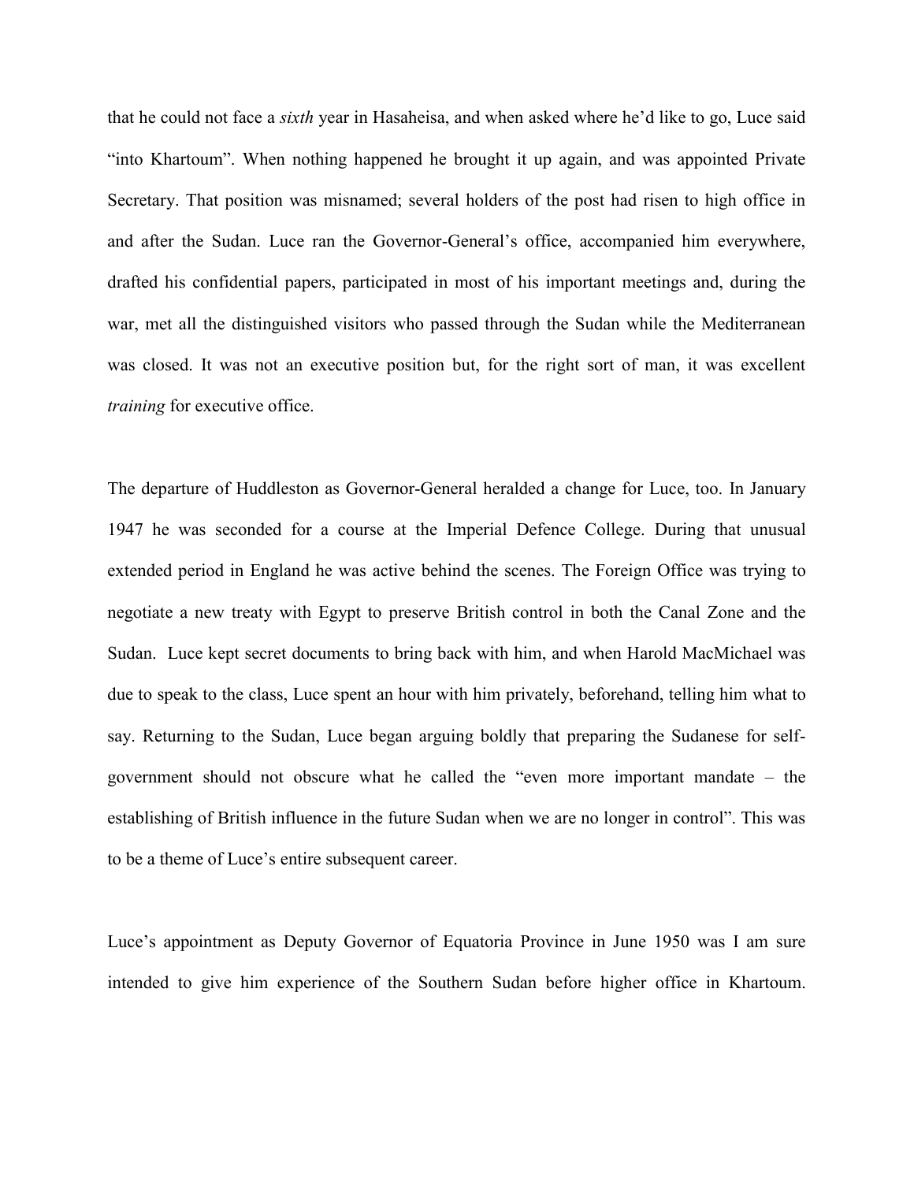that he could not face a *sixth* year in Hasaheisa, and when asked where he'd like to go, Luce said "into Khartoum". When nothing happened he brought it up again, and was appointed Private Secretary. That position was misnamed; several holders of the post had risen to high office in and after the Sudan. Luce ran the Governor-General's office, accompanied him everywhere, drafted his confidential papers, participated in most of his important meetings and, during the war, met all the distinguished visitors who passed through the Sudan while the Mediterranean was closed. It was not an executive position but, for the right sort of man, it was excellent *training* for executive office.

The departure of Huddleston as Governor-General heralded a change for Luce, too. In January 1947 he was seconded for a course at the Imperial Defence College. During that unusual extended period in England he was active behind the scenes. The Foreign Office was trying to negotiate a new treaty with Egypt to preserve British control in both the Canal Zone and the Sudan. Luce kept secret documents to bring back with him, and when Harold MacMichael was due to speak to the class, Luce spent an hour with him privately, beforehand, telling him what to say. Returning to the Sudan, Luce began arguing boldly that preparing the Sudanese for self-government should not obscure what he called the "even more important mandate – the establishing of British influence in the future Sudan when we are no longer in control". This was to be a theme of Luce's entire subsequent career.

Luce's appointment as Deputy Governor of Equatoria Province in June 1950 was I am sure intended to give him experience of the Southern Sudan before higher office in Khartoum.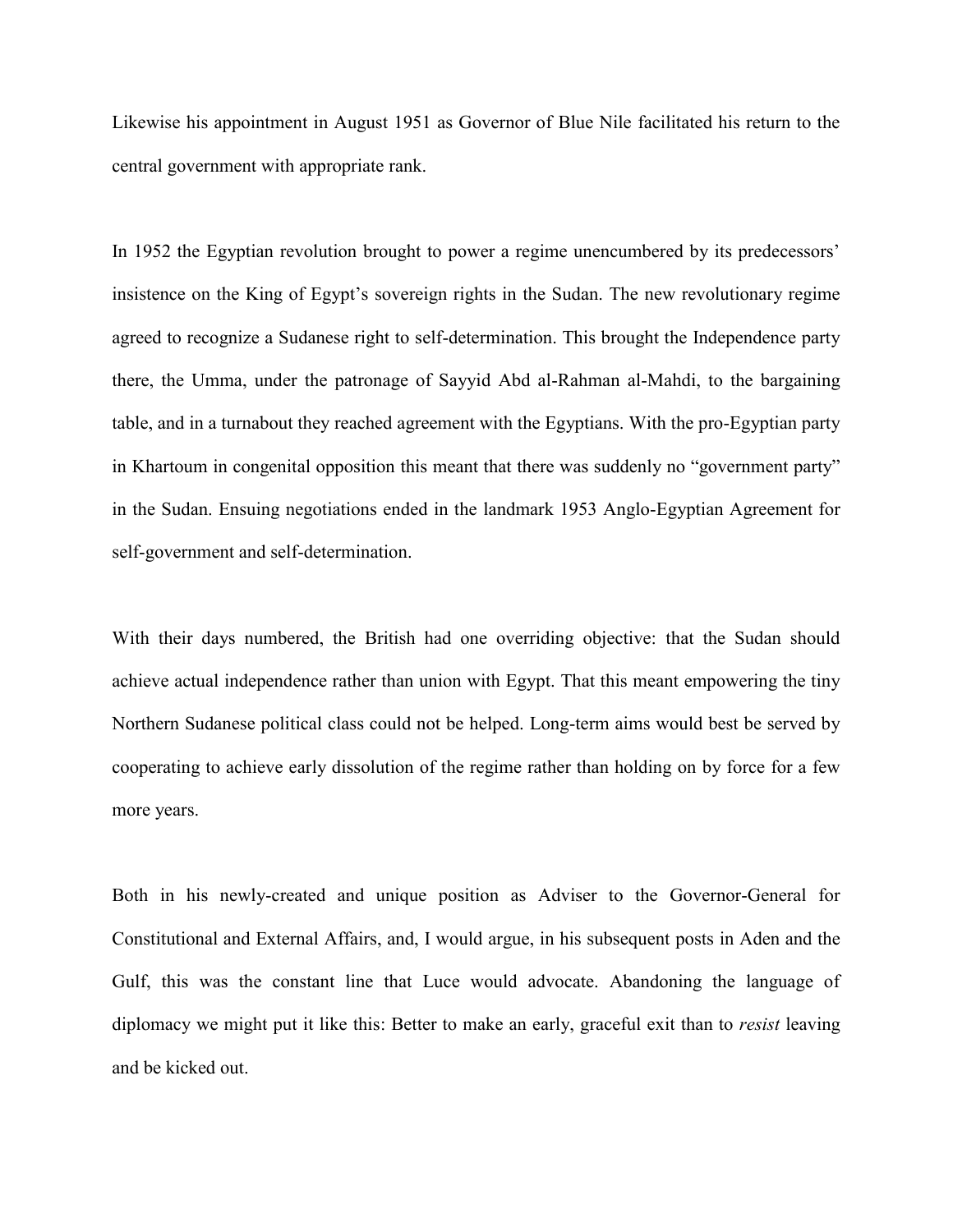Likewise his appointment in August 1951 as Governor of Blue Nile facilitated his return to the central government with appropriate rank.

In 1952 the Egyptian revolution brought to power a regime unencumbered by its predecessors' insistence on the King of Egypt's sovereign rights in the Sudan. The new revolutionary regime agreed to recognize a Sudanese right to self-determination. This brought the Independence party there, the Umma, under the patronage of Sayyid Abd al-Rahman al-Mahdi, to the bargaining table, and in a turnabout they reached agreement with the Egyptians. With the pro-Egyptian party in Khartoum in congenital opposition this meant that there was suddenly no "government party" in the Sudan. Ensuing negotiations ended in the landmark 1953 Anglo-Egyptian Agreement for self-government and self-determination.

With their days numbered, the British had one overriding objective: that the Sudan should achieve actual independence rather than union with Egypt. That this meant empowering the tiny Northern Sudanese political class could not be helped. Long-term aims would best be served by cooperating to achieve early dissolution of the regime rather than holding on by force for a few more years.

Both in his newly-created and unique position as Adviser to the Governor-General for Constitutional and External Affairs, and, I would argue, in his subsequent posts in Aden and the Gulf, this was the constant line that Luce would advocate. Abandoning the language of diplomacy we might put it like this: Better to make an early, graceful exit than to *resist* leaving and be kicked out.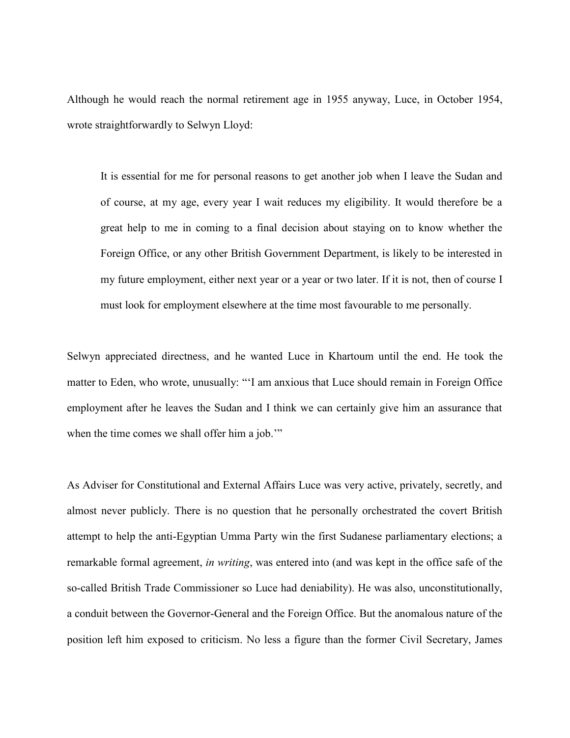Although he would reach the normal retirement age in 1955 anyway, Luce, in October 1954, wrote straightforwardly to Selwyn Lloyd:

> It is essential for me for personal reasons to get another job when I leave the Sudan and of course, at my age, every year I wait reduces my eligibility. It would therefore be a great help to me in coming to a final decision about staying on to know whether the Foreign Office, or any other British Government Department, is likely to be interested in my future employment, either next year or a year or two later. If it is not, then of course I must look for employment elsewhere at the time most favourable to me personally.

Selwyn appreciated directness, and he wanted Luce in Khartoum until the end. He took the matter to Eden, who wrote, unusually: "'I am anxious that Luce should remain in Foreign Office employment after he leaves the Sudan and I think we can certainly give him an assurance that when the time comes we shall offer him a job.'"

As Adviser for Constitutional and External Affairs Luce was very active, privately, secretly, and almost never publicly. There is no question that he personally orchestrated the covert British attempt to help the anti-Egyptian Umma Party win the first Sudanese parliamentary elections; a remarkable formal agreement, *in writing*, was entered into (and was kept in the office safe of the so-called British Trade Commissioner so Luce had deniability). He was also, unconstitutionally, a conduit between the Governor-General and the Foreign Office. But the anomalous nature of the position left him exposed to criticism. No less a figure than the former Civil Secretary, James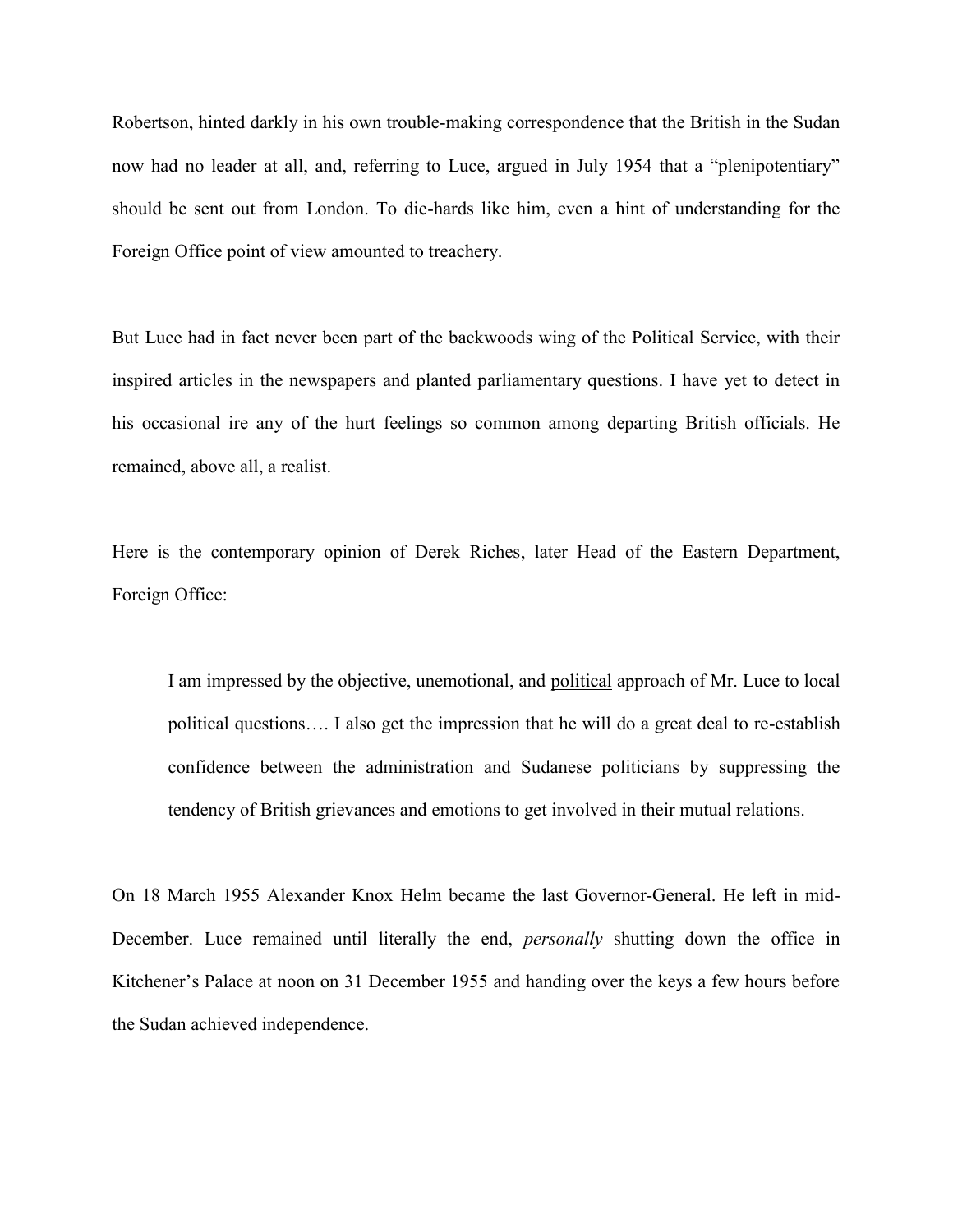Robertson, hinted darkly in his own trouble-making correspondence that the British in the Sudan now had no leader at all, and, referring to Luce, argued in July 1954 that a "plenipotentiary" should be sent out from London. To die-hards like him, even a hint of understanding for the Foreign Office point of view amounted to treachery.

But Luce had in fact never been part of the backwoods wing of the Political Service, with their inspired articles in the newspapers and planted parliamentary questions. I have yet to detect in his occasional ire any of the hurt feelings so common among departing British officials. He remained, above all, a realist.

Here is the contemporary opinion of Derek Riches, later Head of the Eastern Department, Foreign Office:

> I am impressed by the objective, unemotional, and <u>political</u> approach of Mr. Luce to local political questions…. I also get the impression that he will do a great deal to re-establish confidence between the administration and Sudanese politicians by suppressing the tendency of British grievances and emotions to get involved in their mutual relations.

On 18 March 1955 Alexander Knox Helm became the last Governor-General. He left in mid-December. Luce remained until literally the end, *personally* shutting down the office in Kitchener's Palace at noon on 31 December 1955 and handing over the keys a few hours before the Sudan achieved independence.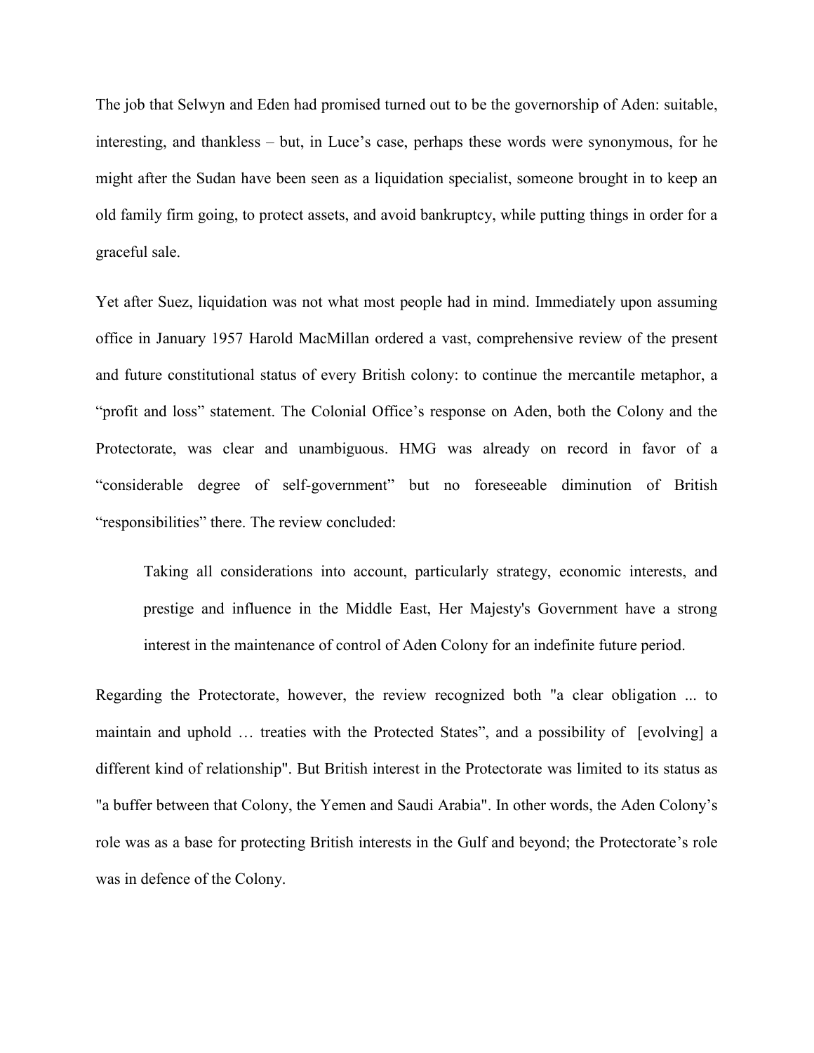The job that Selwyn and Eden had promised turned out to be the governorship of Aden: suitable, interesting, and thankless – but, in Luce's case, perhaps these words were synonymous, for he might after the Sudan have been seen as a liquidation specialist, someone brought in to keep an old family firm going, to protect assets, and avoid bankruptcy, while putting things in order for a graceful sale.

Yet after Suez, liquidation was not what most people had in mind. Immediately upon assuming office in January 1957 Harold MacMillan ordered a vast, comprehensive review of the present and future constitutional status of every British colony: to continue the mercantile metaphor, a "profit and loss" statement. The Colonial Office's response on Aden, both the Colony and the Protectorate, was clear and unambiguous. HMG was already on record in favor of a "considerable degree of self-government" but no foreseeable diminution of British "responsibilities" there. The review concluded:

> Taking all considerations into account, particularly strategy, economic interests, and prestige and influence in the Middle East, Her Majesty's Government have a strong interest in the maintenance of control of Aden Colony for an indefinite future period.

Regarding the Protectorate, however, the review recognized both "a clear obligation ... to maintain and uphold … treaties with the Protected States", and a possibility of [evolving] a different kind of relationship". But British interest in the Protectorate was limited to its status as "a buffer between that Colony, the Yemen and Saudi Arabia". In other words, the Aden Colony's role was as a base for protecting British interests in the Gulf and beyond; the Protectorate's role was in defence of the Colony.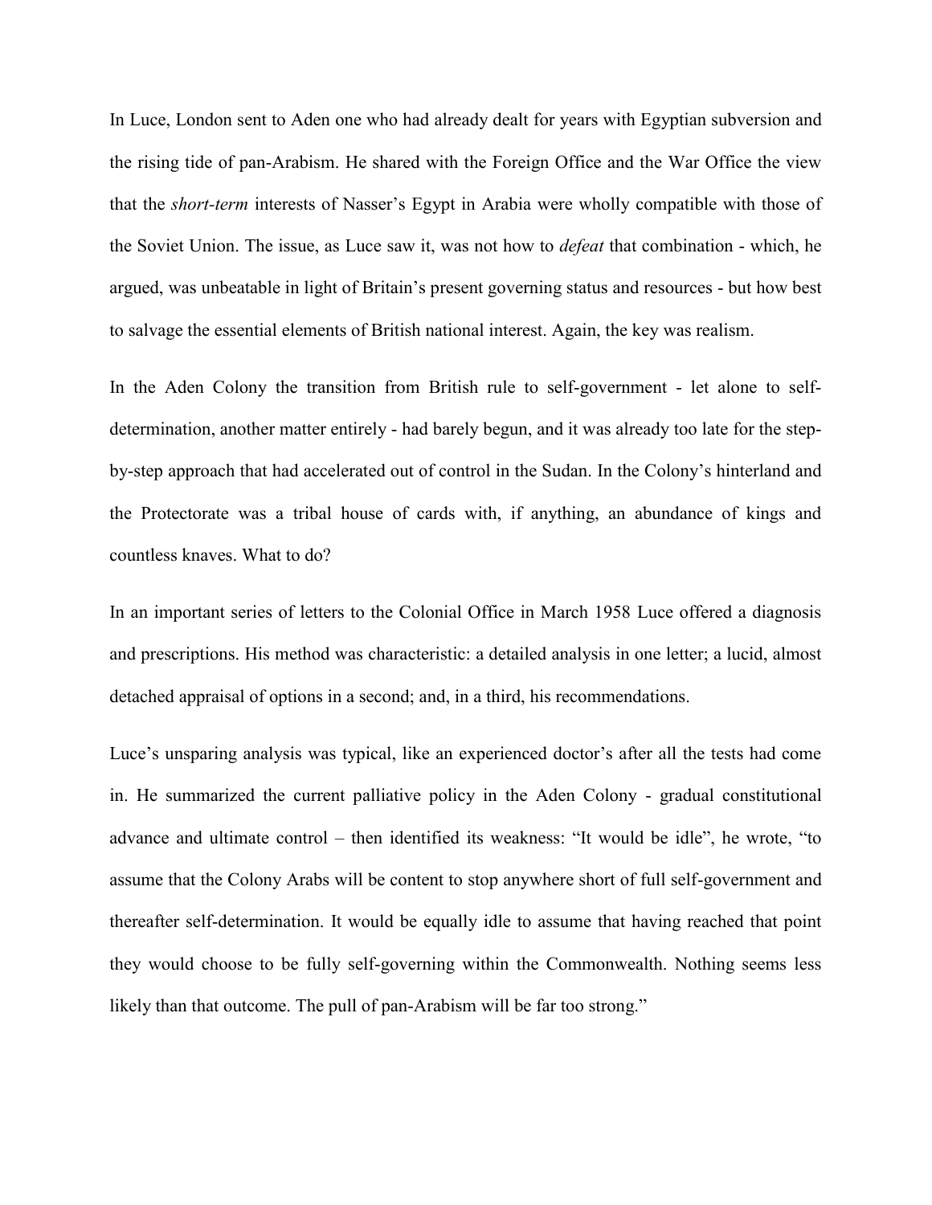In Luce, London sent to Aden one who had already dealt for years with Egyptian subversion and the rising tide of pan-Arabism. He shared with the Foreign Office and the War Office the view that the *short-term* interests of Nasser's Egypt in Arabia were wholly compatible with those of the Soviet Union. The issue, as Luce saw it, was not how to *defeat* that combination - which, he argued, was unbeatable in light of Britain's present governing status and resources - but how best to salvage the essential elements of British national interest. Again, the key was realism.

In the Aden Colony the transition from British rule to self-government - let alone to self-determination, another matter entirely - had barely begun, and it was already too late for the step-by-step approach that had accelerated out of control in the Sudan. In the Colony's hinterland and the Protectorate was a tribal house of cards with, if anything, an abundance of kings and countless knaves. What to do?

In an important series of letters to the Colonial Office in March 1958 Luce offered a diagnosis and prescriptions. His method was characteristic: a detailed analysis in one letter; a lucid, almost detached appraisal of options in a second; and, in a third, his recommendations.

Luce's unsparing analysis was typical, like an experienced doctor's after all the tests had come in. He summarized the current palliative policy in the Aden Colony - gradual constitutional advance and ultimate control – then identified its weakness: "It would be idle", he wrote, "to assume that the Colony Arabs will be content to stop anywhere short of full self-government and thereafter self-determination. It would be equally idle to assume that having reached that point they would choose to be fully self-governing within the Commonwealth. Nothing seems less likely than that outcome. The pull of pan-Arabism will be far too strong."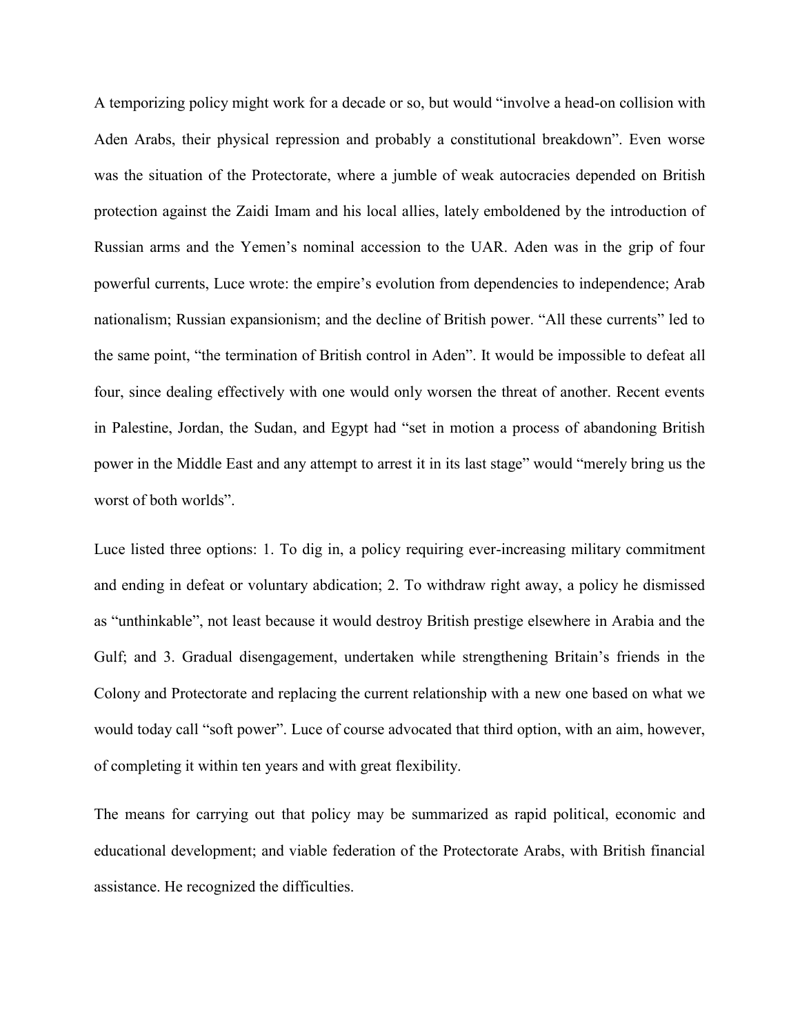A temporizing policy might work for a decade or so, but would "involve a head-on collision with Aden Arabs, their physical repression and probably a constitutional breakdown". Even worse was the situation of the Protectorate, where a jumble of weak autocracies depended on British protection against the Zaidi Imam and his local allies, lately emboldened by the introduction of Russian arms and the Yemen's nominal accession to the UAR. Aden was in the grip of four powerful currents, Luce wrote: the empire's evolution from dependencies to independence; Arab nationalism; Russian expansionism; and the decline of British power. "All these currents" led to the same point, "the termination of British control in Aden". It would be impossible to defeat all four, since dealing effectively with one would only worsen the threat of another. Recent events in Palestine, Jordan, the Sudan, and Egypt had "set in motion a process of abandoning British power in the Middle East and any attempt to arrest it in its last stage" would "merely bring us the worst of both worlds".

Luce listed three options: 1. To dig in, a policy requiring ever-increasing military commitment and ending in defeat or voluntary abdication; 2. To withdraw right away, a policy he dismissed as "unthinkable", not least because it would destroy British prestige elsewhere in Arabia and the Gulf; and 3. Gradual disengagement, undertaken while strengthening Britain's friends in the Colony and Protectorate and replacing the current relationship with a new one based on what we would today call "soft power". Luce of course advocated that third option, with an aim, however, of completing it within ten years and with great flexibility.

The means for carrying out that policy may be summarized as rapid political, economic and educational development; and viable federation of the Protectorate Arabs, with British financial assistance. He recognized the difficulties.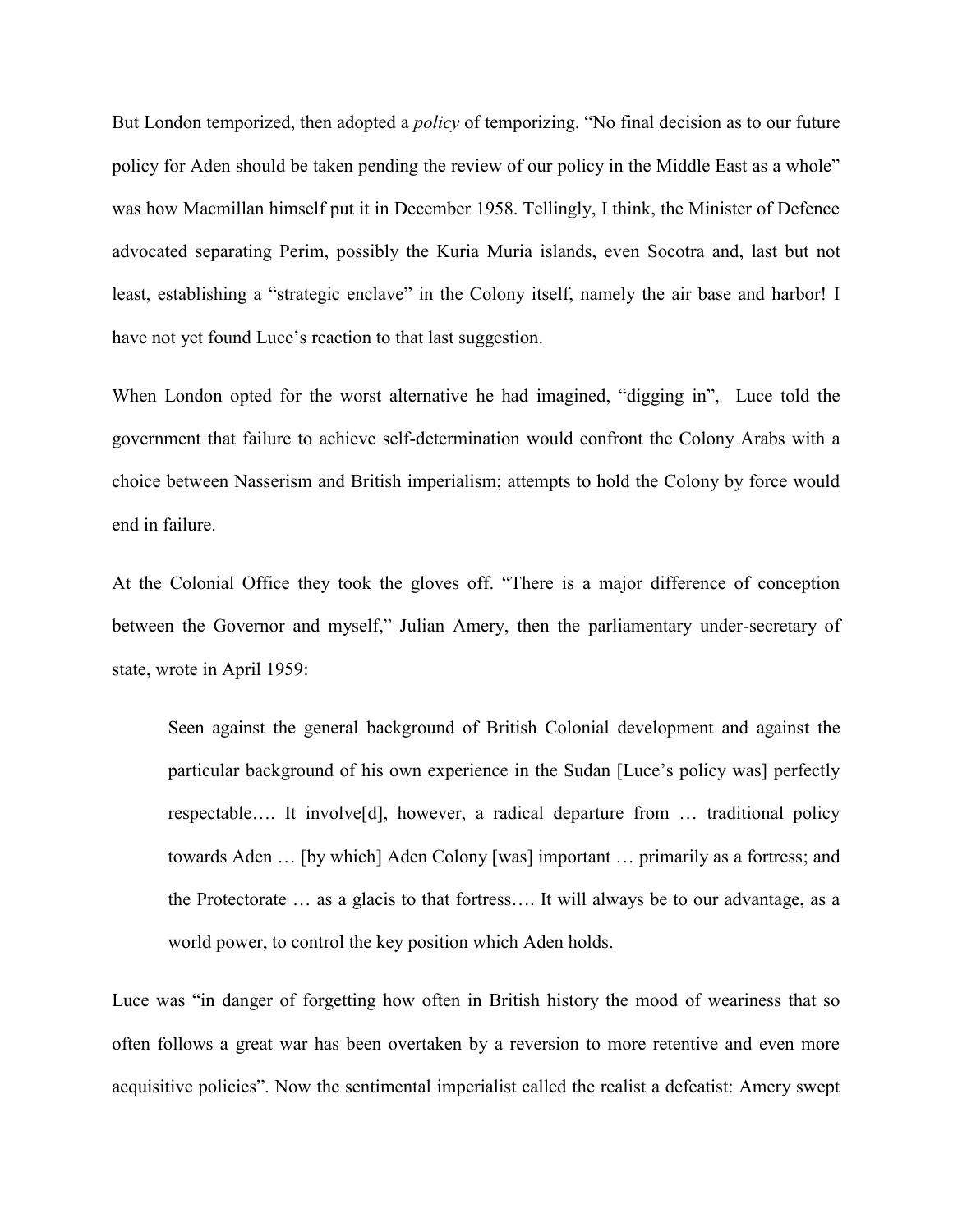But London temporized, then adopted a *policy* of temporizing. "No final decision as to our future policy for Aden should be taken pending the review of our policy in the Middle East as a whole" was how Macmillan himself put it in December 1958. Tellingly, I think, the Minister of Defence advocated separating Perim, possibly the Kuria Muria islands, even Socotra and, last but not least, establishing a "strategic enclave" in the Colony itself, namely the air base and harbor! I have not yet found Luce's reaction to that last suggestion.

When London opted for the worst alternative he had imagined, "digging in", Luce told the government that failure to achieve self-determination would confront the Colony Arabs with a choice between Nasserism and British imperialism; attempts to hold the Colony by force would end in failure.

At the Colonial Office they took the gloves off. "There is a major difference of conception between the Governor and myself," Julian Amery, then the parliamentary under-secretary of state, wrote in April 1959:

> Seen against the general background of British Colonial development and against the particular background of his own experience in the Sudan [Luce's policy was] perfectly respectable…. It involve[d], however, a radical departure from … traditional policy towards Aden … [by which] Aden Colony [was] important … primarily as a fortress; and the Protectorate … as a glacis to that fortress…. It will always be to our advantage, as a world power, to control the key position which Aden holds.

Luce was "in danger of forgetting how often in British history the mood of weariness that so often follows a great war has been overtaken by a reversion to more retentive and even more acquisitive policies". Now the sentimental imperialist called the realist a defeatist: Amery swept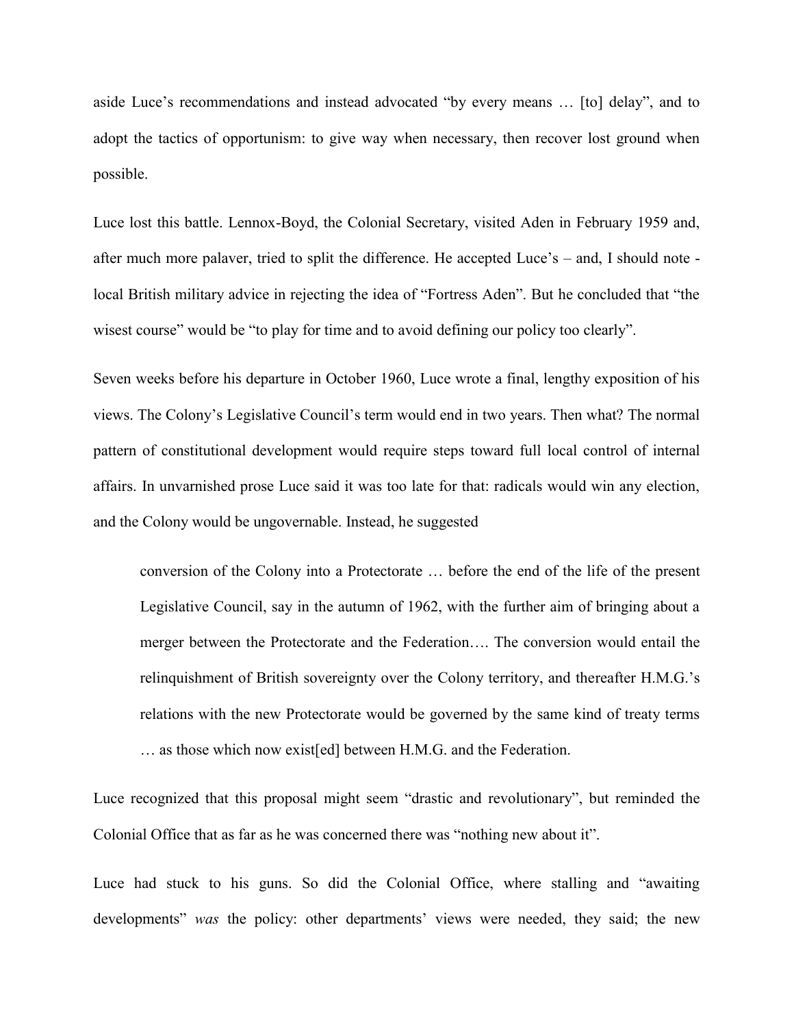aside Luce's recommendations and instead advocated "by every means … [to] delay", and to adopt the tactics of opportunism: to give way when necessary, then recover lost ground when possible.

Luce lost this battle. Lennox-Boyd, the Colonial Secretary, visited Aden in February 1959 and, after much more palaver, tried to split the difference. He accepted Luce's – and, I should note - local British military advice in rejecting the idea of "Fortress Aden". But he concluded that "the wisest course" would be "to play for time and to avoid defining our policy too clearly".

Seven weeks before his departure in October 1960, Luce wrote a final, lengthy exposition of his views. The Colony's Legislative Council's term would end in two years. Then what? The normal pattern of constitutional development would require steps toward full local control of internal affairs. In unvarnished prose Luce said it was too late for that: radicals would win any election, and the Colony would be ungovernable. Instead, he suggested

> conversion of the Colony into a Protectorate … before the end of the life of the present Legislative Council, say in the autumn of 1962, with the further aim of bringing about a merger between the Protectorate and the Federation…. The conversion would entail the relinquishment of British sovereignty over the Colony territory, and thereafter H.M.G.'s relations with the new Protectorate would be governed by the same kind of treaty terms … as those which now exist[ed] between H.M.G. and the Federation.

Luce recognized that this proposal might seem "drastic and revolutionary", but reminded the Colonial Office that as far as he was concerned there was "nothing new about it".

Luce had stuck to his guns. So did the Colonial Office, where stalling and "awaiting developments" *was* the policy: other departments' views were needed, they said; the new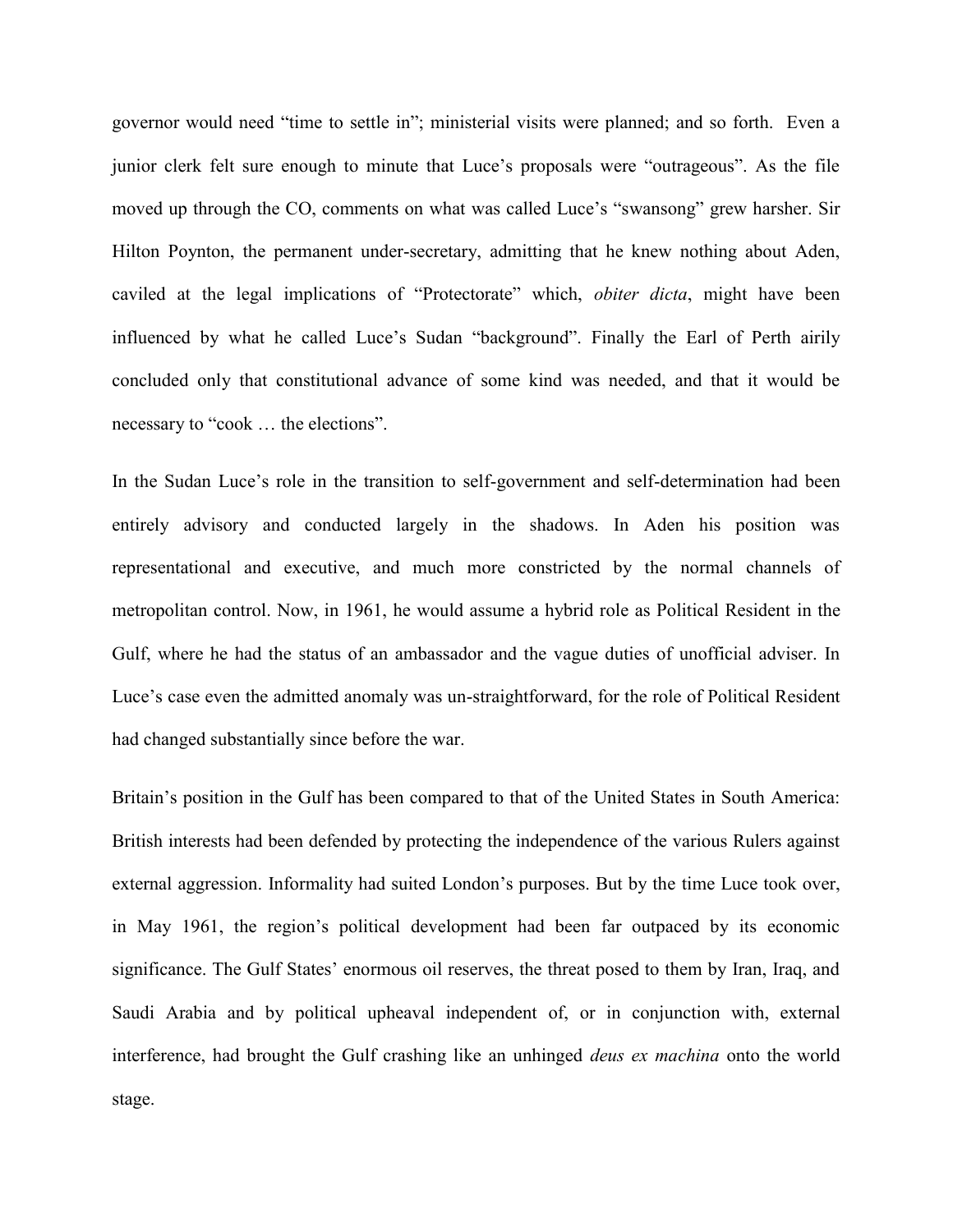governor would need “time to settle in”; ministerial visits were planned; and so forth. Even a junior clerk felt sure enough to minute that Luce’s proposals were “outrageous”. As the file moved up through the CO, comments on what was called Luce’s “swansong” grew harsher. Sir Hilton Poynton, the permanent under-secretary, admitting that he knew nothing about Aden, caviled at the legal implications of “Protectorate” which, *obiter dicta*, might have been influenced by what he called Luce’s Sudan “background”. Finally the Earl of Perth airily concluded only that constitutional advance of some kind was needed, and that it would be necessary to “cook … the elections”.

In the Sudan Luce’s role in the transition to self-government and self-determination had been entirely advisory and conducted largely in the shadows. In Aden his position was representational and executive, and much more constricted by the normal channels of metropolitan control. Now, in 1961, he would assume a hybrid role as Political Resident in the Gulf, where he had the status of an ambassador and the vague duties of unofficial adviser. In Luce’s case even the admitted anomaly was un-straightforward, for the role of Political Resident had changed substantially since before the war.

Britain’s position in the Gulf has been compared to that of the United States in South America: British interests had been defended by protecting the independence of the various Rulers against external aggression. Informality had suited London’s purposes. But by the time Luce took over, in May 1961, the region’s political development had been far outpaced by its economic significance. The Gulf States’ enormous oil reserves, the threat posed to them by Iran, Iraq, and Saudi Arabia and by political upheaval independent of, or in conjunction with, external interference, had brought the Gulf crashing like an unhinged *deus ex machina* onto the world stage.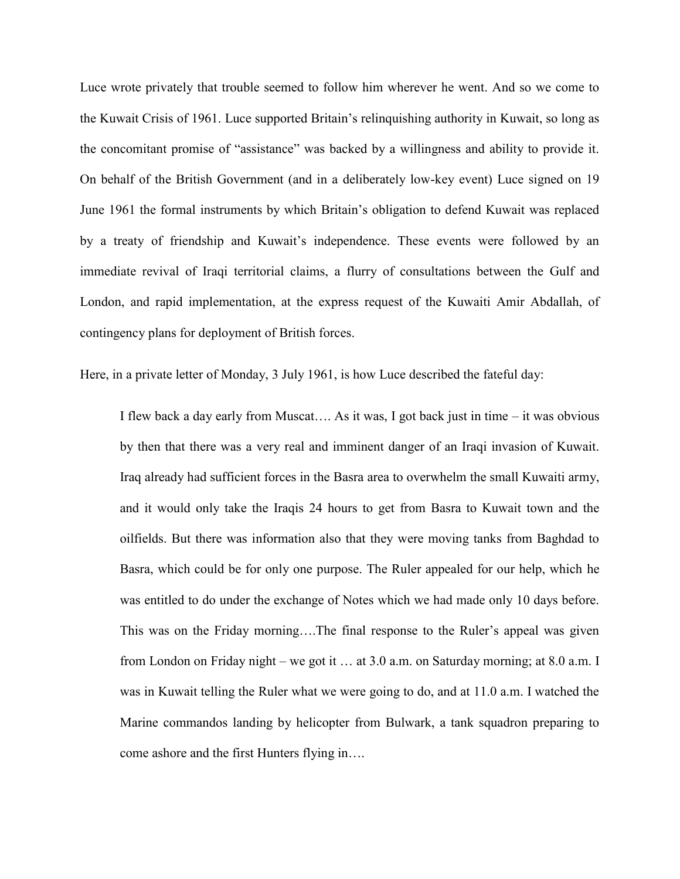Luce wrote privately that trouble seemed to follow him wherever he went. And so we come to the Kuwait Crisis of 1961. Luce supported Britain's relinquishing authority in Kuwait, so long as the concomitant promise of "assistance" was backed by a willingness and ability to provide it. On behalf of the British Government (and in a deliberately low-key event) Luce signed on 19 June 1961 the formal instruments by which Britain's obligation to defend Kuwait was replaced by a treaty of friendship and Kuwait's independence. These events were followed by an immediate revival of Iraqi territorial claims, a flurry of consultations between the Gulf and London, and rapid implementation, at the express request of the Kuwaiti Amir Abdallah, of contingency plans for deployment of British forces.

Here, in a private letter of Monday, 3 July 1961, is how Luce described the fateful day:

> I flew back a day early from Muscat…. As it was, I got back just in time – it was obvious by then that there was a very real and imminent danger of an Iraqi invasion of Kuwait. Iraq already had sufficient forces in the Basra area to overwhelm the small Kuwaiti army, and it would only take the Iraqis 24 hours to get from Basra to Kuwait town and the oilfields. But there was information also that they were moving tanks from Baghdad to Basra, which could be for only one purpose. The Ruler appealed for our help, which he was entitled to do under the exchange of Notes which we had made only 10 days before. This was on the Friday morning….The final response to the Ruler's appeal was given from London on Friday night – we got it … at 3.0 a.m. on Saturday morning; at 8.0 a.m. I was in Kuwait telling the Ruler what we were going to do, and at 11.0 a.m. I watched the Marine commandos landing by helicopter from Bulwark, a tank squadron preparing to come ashore and the first Hunters flying in….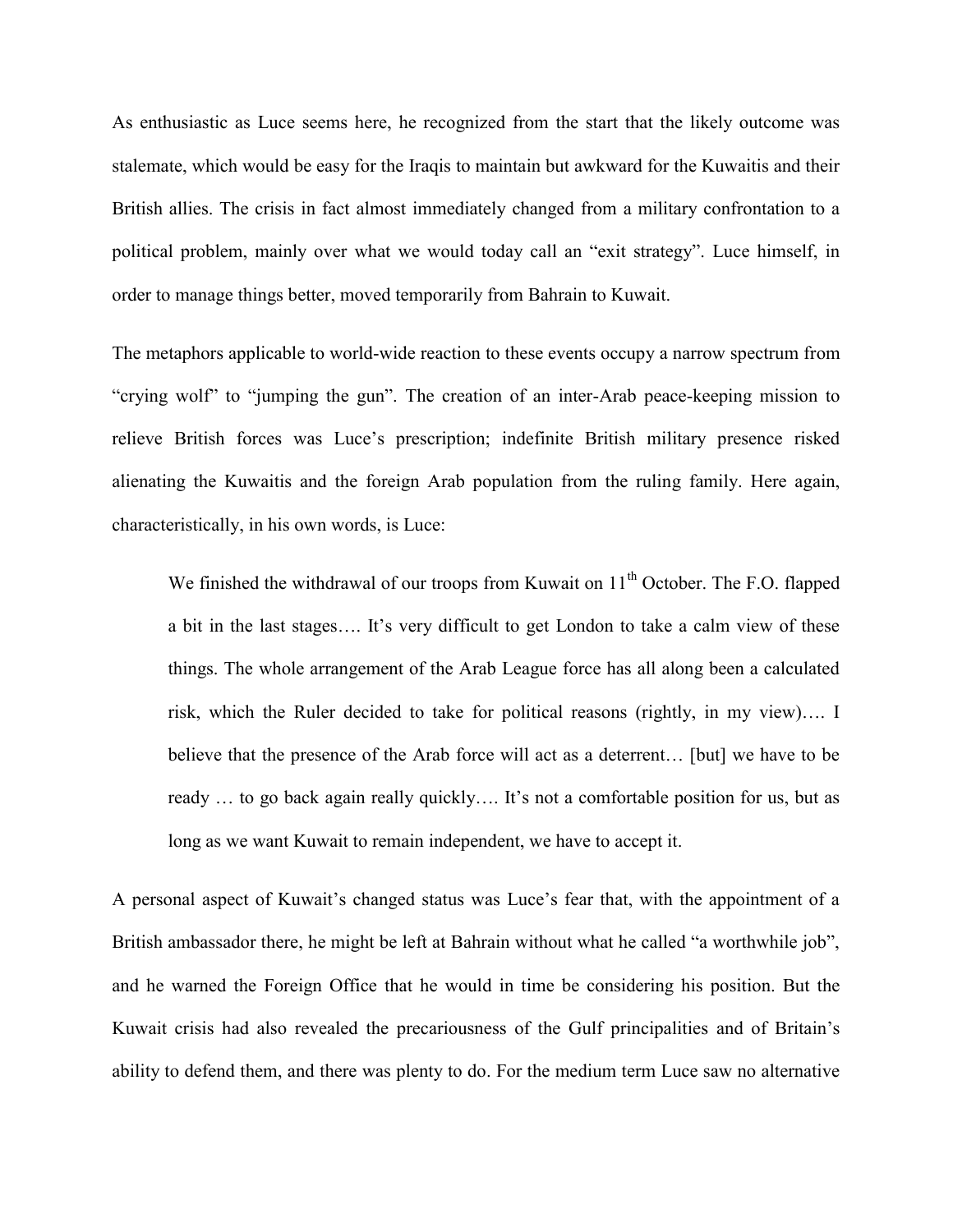As enthusiastic as Luce seems here, he recognized from the start that the likely outcome was stalemate, which would be easy for the Iraqis to maintain but awkward for the Kuwaitis and their British allies. The crisis in fact almost immediately changed from a military confrontation to a political problem, mainly over what we would today call an "exit strategy". Luce himself, in order to manage things better, moved temporarily from Bahrain to Kuwait.

The metaphors applicable to world-wide reaction to these events occupy a narrow spectrum from "crying wolf" to "jumping the gun". The creation of an inter-Arab peace-keeping mission to relieve British forces was Luce's prescription; indefinite British military presence risked alienating the Kuwaitis and the foreign Arab population from the ruling family. Here again, characteristically, in his own words, is Luce:

> We finished the withdrawal of our troops from Kuwait on 11th October. The F.O. flapped a bit in the last stages…. It's very difficult to get London to take a calm view of these things. The whole arrangement of the Arab League force has all along been a calculated risk, which the Ruler decided to take for political reasons (rightly, in my view)…. I believe that the presence of the Arab force will act as a deterrent… [but] we have to be ready … to go back again really quickly…. It's not a comfortable position for us, but as long as we want Kuwait to remain independent, we have to accept it.

A personal aspect of Kuwait's changed status was Luce's fear that, with the appointment of a British ambassador there, he might be left at Bahrain without what he called "a worthwhile job", and he warned the Foreign Office that he would in time be considering his position. But the Kuwait crisis had also revealed the precariousness of the Gulf principalities and of Britain's ability to defend them, and there was plenty to do. For the medium term Luce saw no alternative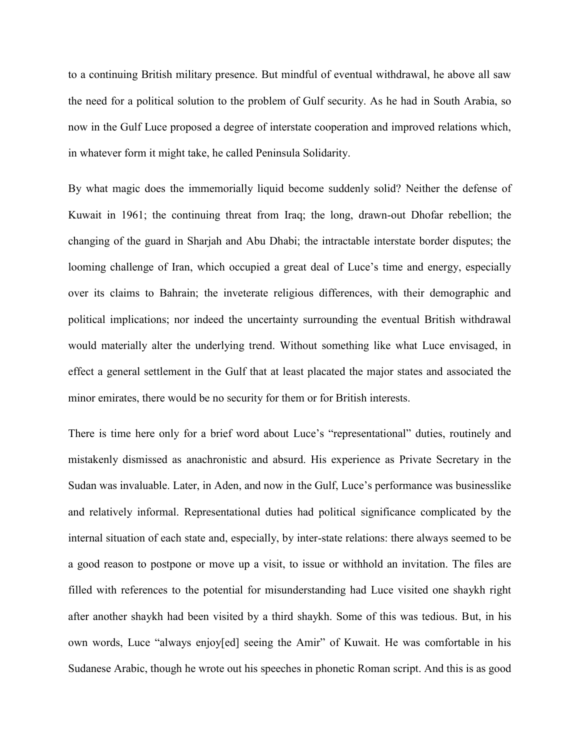to a continuing British military presence. But mindful of eventual withdrawal, he above all saw the need for a political solution to the problem of Gulf security. As he had in South Arabia, so now in the Gulf Luce proposed a degree of interstate cooperation and improved relations which, in whatever form it might take, he called Peninsula Solidarity.

By what magic does the immemorially liquid become suddenly solid? Neither the defense of Kuwait in 1961; the continuing threat from Iraq; the long, drawn-out Dhofar rebellion; the changing of the guard in Sharjah and Abu Dhabi; the intractable interstate border disputes; the looming challenge of Iran, which occupied a great deal of Luce's time and energy, especially over its claims to Bahrain; the inveterate religious differences, with their demographic and political implications; nor indeed the uncertainty surrounding the eventual British withdrawal would materially alter the underlying trend. Without something like what Luce envisaged, in effect a general settlement in the Gulf that at least placated the major states and associated the minor emirates, there would be no security for them or for British interests.

There is time here only for a brief word about Luce's "representational" duties, routinely and mistakenly dismissed as anachronistic and absurd. His experience as Private Secretary in the Sudan was invaluable. Later, in Aden, and now in the Gulf, Luce's performance was businesslike and relatively informal. Representational duties had political significance complicated by the internal situation of each state and, especially, by inter-state relations: there always seemed to be a good reason to postpone or move up a visit, to issue or withhold an invitation. The files are filled with references to the potential for misunderstanding had Luce visited one shaykh right after another shaykh had been visited by a third shaykh. Some of this was tedious. But, in his own words, Luce "always enjoy[ed] seeing the Amir" of Kuwait. He was comfortable in his Sudanese Arabic, though he wrote out his speeches in phonetic Roman script. And this is as good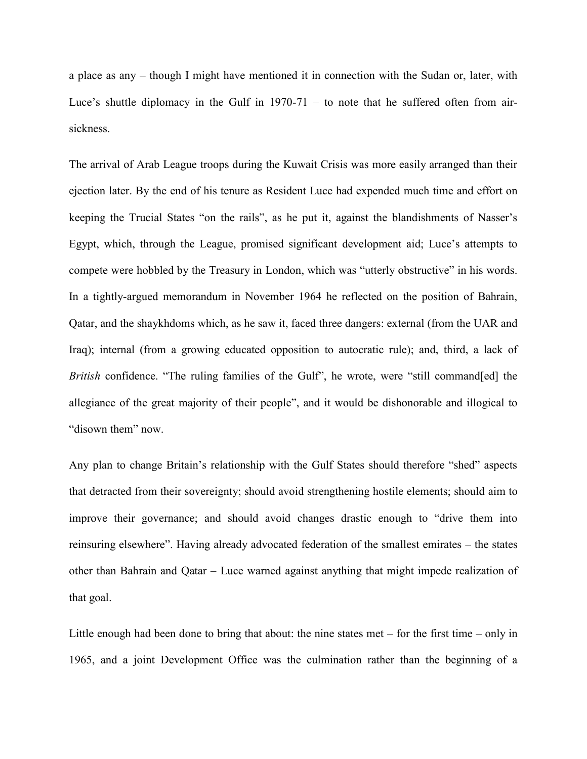a place as any – though I might have mentioned it in connection with the Sudan or, later, with Luce's shuttle diplomacy in the Gulf in 1970-71 – to note that he suffered often from air-sickness.

The arrival of Arab League troops during the Kuwait Crisis was more easily arranged than their ejection later. By the end of his tenure as Resident Luce had expended much time and effort on keeping the Trucial States "on the rails", as he put it, against the blandishments of Nasser's Egypt, which, through the League, promised significant development aid; Luce's attempts to compete were hobbled by the Treasury in London, which was "utterly obstructive" in his words. In a tightly-argued memorandum in November 1964 he reflected on the position of Bahrain, Qatar, and the shaykhdoms which, as he saw it, faced three dangers: external (from the UAR and Iraq); internal (from a growing educated opposition to autocratic rule); and, third, a lack of *British* confidence. "The ruling families of the Gulf", he wrote, were "still command[ed] the allegiance of the great majority of their people", and it would be dishonorable and illogical to "disown them" now.

Any plan to change Britain's relationship with the Gulf States should therefore "shed" aspects that detracted from their sovereignty; should avoid strengthening hostile elements; should aim to improve their governance; and should avoid changes drastic enough to "drive them into reinsuring elsewhere". Having already advocated federation of the smallest emirates – the states other than Bahrain and Qatar – Luce warned against anything that might impede realization of that goal.

Little enough had been done to bring that about: the nine states met – for the first time – only in 1965, and a joint Development Office was the culmination rather than the beginning of a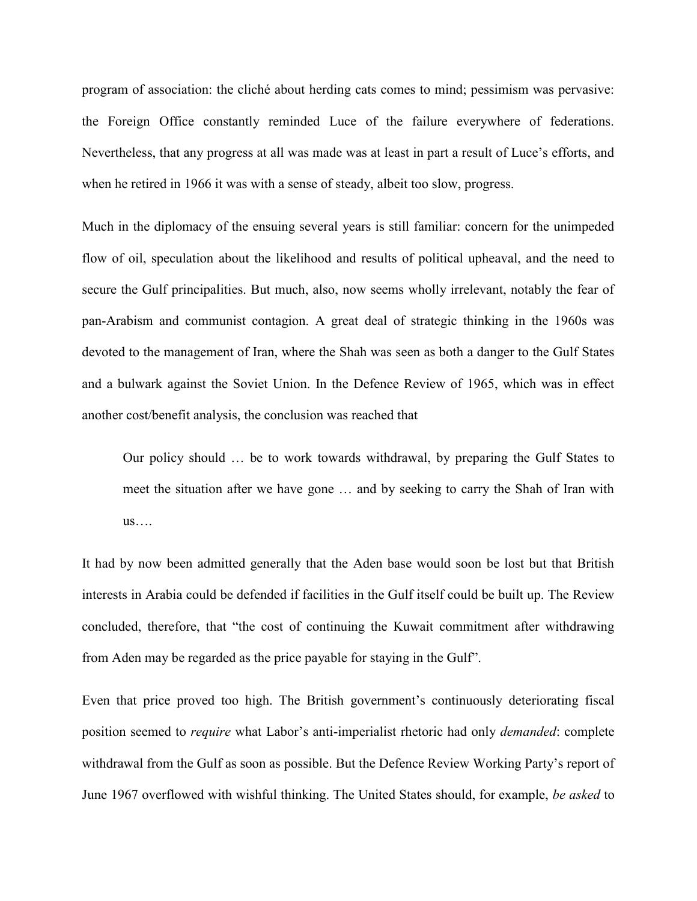program of association: the cliché about herding cats comes to mind; pessimism was pervasive: the Foreign Office constantly reminded Luce of the failure everywhere of federations. Nevertheless, that any progress at all was made was at least in part a result of Luce's efforts, and when he retired in 1966 it was with a sense of steady, albeit too slow, progress.

Much in the diplomacy of the ensuing several years is still familiar: concern for the unimpeded flow of oil, speculation about the likelihood and results of political upheaval, and the need to secure the Gulf principalities. But much, also, now seems wholly irrelevant, notably the fear of pan-Arabism and communist contagion. A great deal of strategic thinking in the 1960s was devoted to the management of Iran, where the Shah was seen as both a danger to the Gulf States and a bulwark against the Soviet Union. In the Defence Review of 1965, which was in effect another cost/benefit analysis, the conclusion was reached that

> Our policy should … be to work towards withdrawal, by preparing the Gulf States to meet the situation after we have gone … and by seeking to carry the Shah of Iran with us….

It had by now been admitted generally that the Aden base would soon be lost but that British interests in Arabia could be defended if facilities in the Gulf itself could be built up. The Review concluded, therefore, that "the cost of continuing the Kuwait commitment after withdrawing from Aden may be regarded as the price payable for staying in the Gulf".

Even that price proved too high. The British government's continuously deteriorating fiscal position seemed to *require* what Labor's anti-imperialist rhetoric had only *demanded*: complete withdrawal from the Gulf as soon as possible. But the Defence Review Working Party's report of June 1967 overflowed with wishful thinking. The United States should, for example, *be asked* to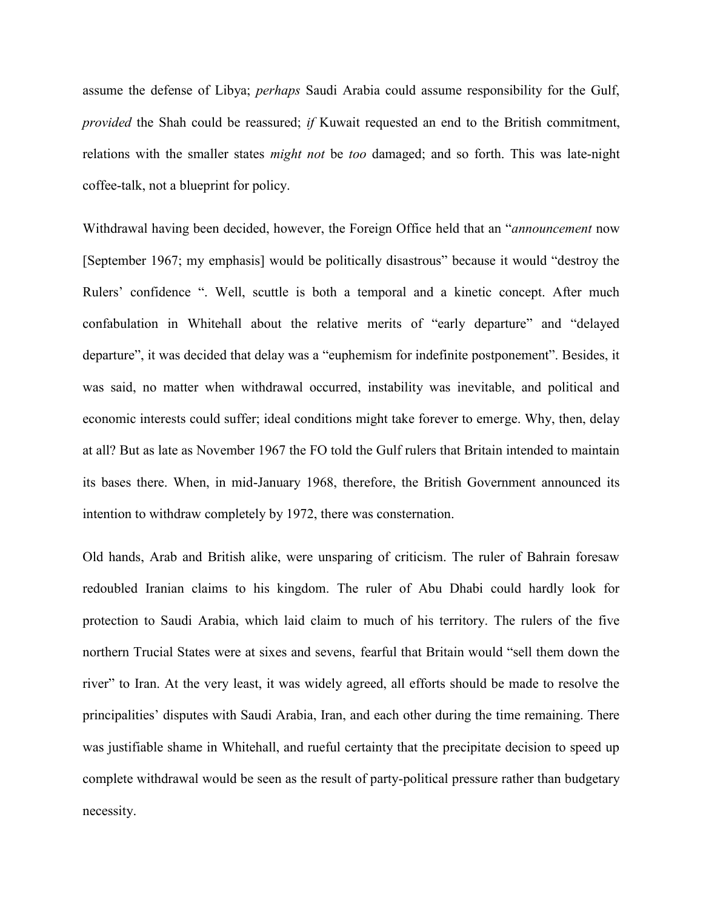assume the defense of Libya; *perhaps* Saudi Arabia could assume responsibility for the Gulf, *provided* the Shah could be reassured; *if* Kuwait requested an end to the British commitment, relations with the smaller states *might not* be *too* damaged; and so forth. This was late-night coffee-talk, not a blueprint for policy.

Withdrawal having been decided, however, the Foreign Office held that an "*announcement* now [September 1967; my emphasis] would be politically disastrous" because it would "destroy the Rulers' confidence ". Well, scuttle is both a temporal and a kinetic concept. After much confabulation in Whitehall about the relative merits of "early departure" and "delayed departure", it was decided that delay was a "euphemism for indefinite postponement". Besides, it was said, no matter when withdrawal occurred, instability was inevitable, and political and economic interests could suffer; ideal conditions might take forever to emerge. Why, then, delay at all? But as late as November 1967 the FO told the Gulf rulers that Britain intended to maintain its bases there. When, in mid-January 1968, therefore, the British Government announced its intention to withdraw completely by 1972, there was consternation.

Old hands, Arab and British alike, were unsparing of criticism. The ruler of Bahrain foresaw redoubled Iranian claims to his kingdom. The ruler of Abu Dhabi could hardly look for protection to Saudi Arabia, which laid claim to much of his territory. The rulers of the five northern Trucial States were at sixes and sevens, fearful that Britain would "sell them down the river" to Iran. At the very least, it was widely agreed, all efforts should be made to resolve the principalities' disputes with Saudi Arabia, Iran, and each other during the time remaining. There was justifiable shame in Whitehall, and rueful certainty that the precipitate decision to speed up complete withdrawal would be seen as the result of party-political pressure rather than budgetary necessity.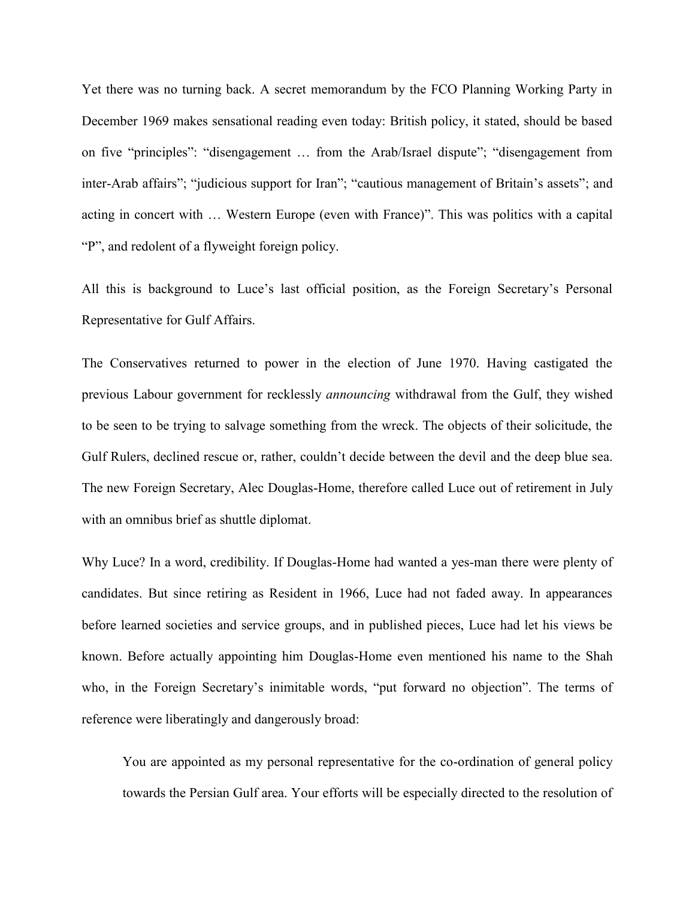Yet there was no turning back. A secret memorandum by the FCO Planning Working Party in December 1969 makes sensational reading even today: British policy, it stated, should be based on five "principles": "disengagement … from the Arab/Israel dispute"; "disengagement from inter-Arab affairs"; "judicious support for Iran"; "cautious management of Britain's assets"; and acting in concert with … Western Europe (even with France)". This was politics with a capital "P", and redolent of a flyweight foreign policy.

All this is background to Luce's last official position, as the Foreign Secretary's Personal Representative for Gulf Affairs.

The Conservatives returned to power in the election of June 1970. Having castigated the previous Labour government for recklessly *announcing* withdrawal from the Gulf, they wished to be seen to be trying to salvage something from the wreck. The objects of their solicitude, the Gulf Rulers, declined rescue or, rather, couldn't decide between the devil and the deep blue sea. The new Foreign Secretary, Alec Douglas-Home, therefore called Luce out of retirement in July with an omnibus brief as shuttle diplomat.

Why Luce? In a word, credibility. If Douglas-Home had wanted a yes-man there were plenty of candidates. But since retiring as Resident in 1966, Luce had not faded away. In appearances before learned societies and service groups, and in published pieces, Luce had let his views be known. Before actually appointing him Douglas-Home even mentioned his name to the Shah who, in the Foreign Secretary's inimitable words, "put forward no objection". The terms of reference were liberatingly and dangerously broad:

> You are appointed as my personal representative for the co-ordination of general policy towards the Persian Gulf area. Your efforts will be especially directed to the resolution of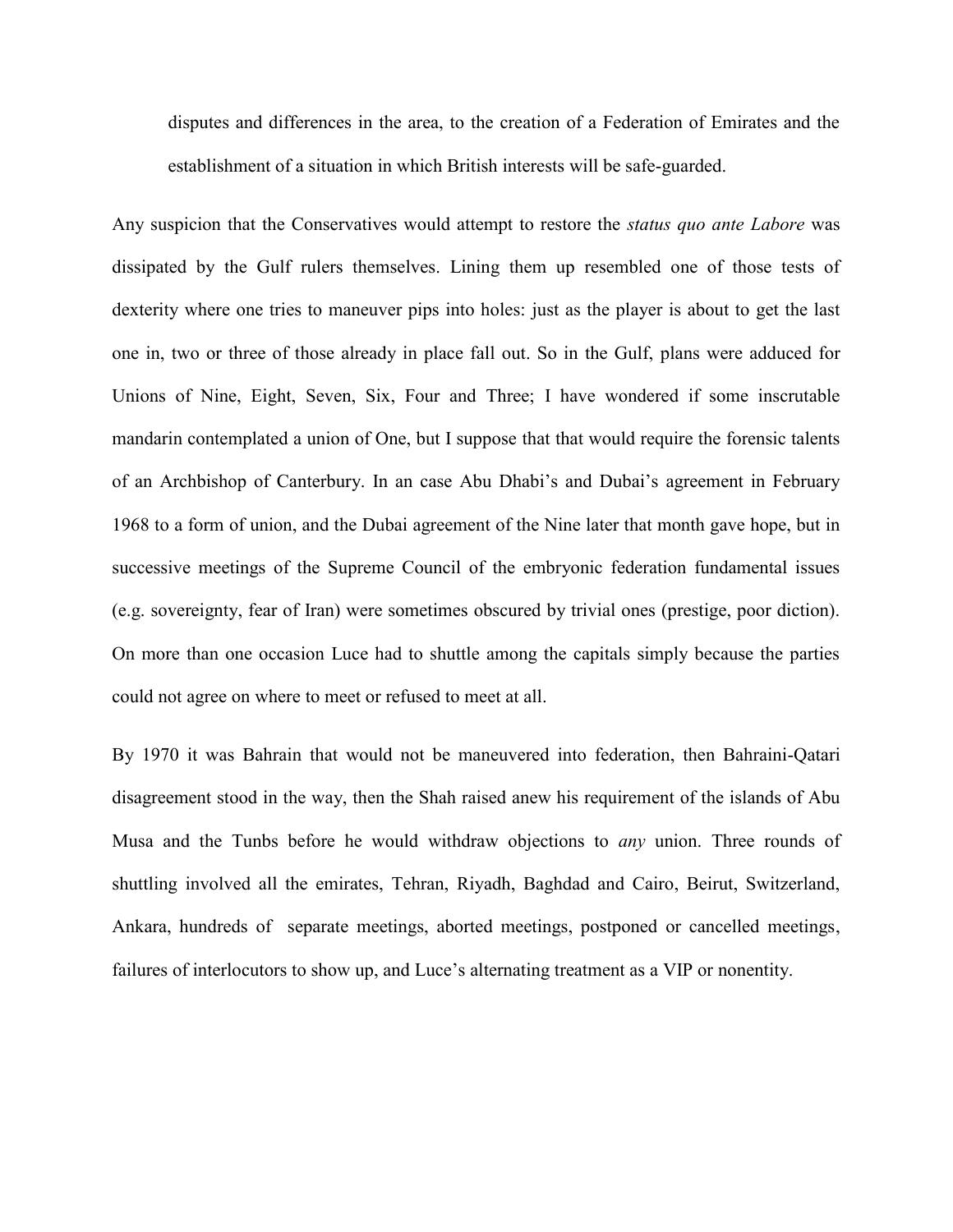> disputes and differences in the area, to the creation of a Federation of Emirates and the establishment of a situation in which British interests will be safe-guarded.

Any suspicion that the Conservatives would attempt to restore the *status quo ante Labore* was dissipated by the Gulf rulers themselves. Lining them up resembled one of those tests of dexterity where one tries to maneuver pips into holes: just as the player is about to get the last one in, two or three of those already in place fall out. So in the Gulf, plans were adduced for Unions of Nine, Eight, Seven, Six, Four and Three; I have wondered if some inscrutable mandarin contemplated a union of One, but I suppose that that would require the forensic talents of an Archbishop of Canterbury. In an case Abu Dhabi's and Dubai's agreement in February 1968 to a form of union, and the Dubai agreement of the Nine later that month gave hope, but in successive meetings of the Supreme Council of the embryonic federation fundamental issues (e.g. sovereignty, fear of Iran) were sometimes obscured by trivial ones (prestige, poor diction). On more than one occasion Luce had to shuttle among the capitals simply because the parties could not agree on where to meet or refused to meet at all.

By 1970 it was Bahrain that would not be maneuvered into federation, then Bahraini-Qatari disagreement stood in the way, then the Shah raised anew his requirement of the islands of Abu Musa and the Tunbs before he would withdraw objections to *any* union. Three rounds of shuttling involved all the emirates, Tehran, Riyadh, Baghdad and Cairo, Beirut, Switzerland, Ankara, hundreds of separate meetings, aborted meetings, postponed or cancelled meetings, failures of interlocutors to show up, and Luce's alternating treatment as a VIP or nonentity.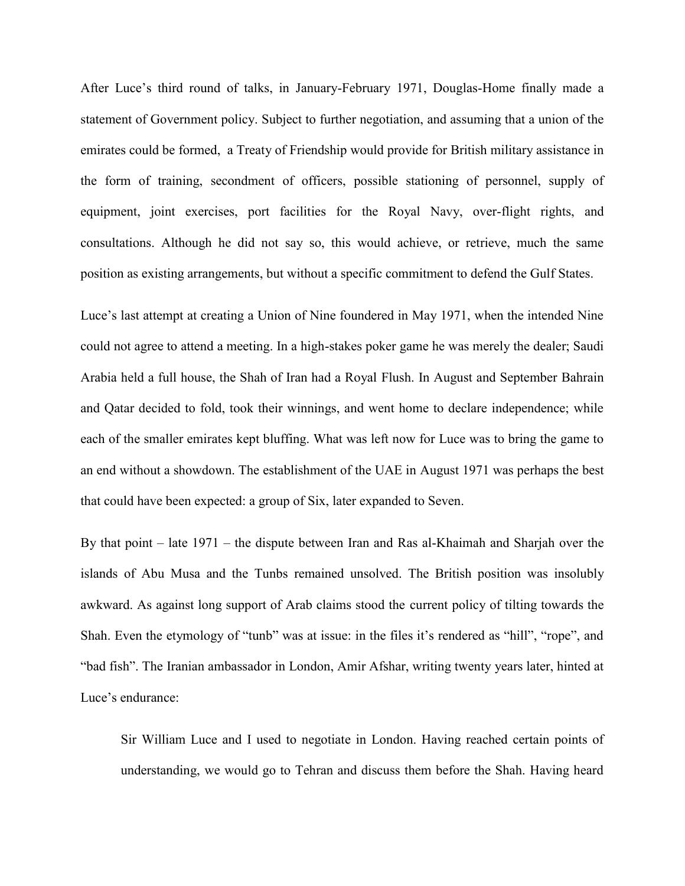After Luce's third round of talks, in January-February 1971, Douglas-Home finally made a statement of Government policy. Subject to further negotiation, and assuming that a union of the emirates could be formed, a Treaty of Friendship would provide for British military assistance in the form of training, secondment of officers, possible stationing of personnel, supply of equipment, joint exercises, port facilities for the Royal Navy, over-flight rights, and consultations. Although he did not say so, this would achieve, or retrieve, much the same position as existing arrangements, but without a specific commitment to defend the Gulf States.

Luce's last attempt at creating a Union of Nine foundered in May 1971, when the intended Nine could not agree to attend a meeting. In a high-stakes poker game he was merely the dealer; Saudi Arabia held a full house, the Shah of Iran had a Royal Flush. In August and September Bahrain and Qatar decided to fold, took their winnings, and went home to declare independence; while each of the smaller emirates kept bluffing. What was left now for Luce was to bring the game to an end without a showdown. The establishment of the UAE in August 1971 was perhaps the best that could have been expected: a group of Six, later expanded to Seven.

By that point – late 1971 – the dispute between Iran and Ras al-Khaimah and Sharjah over the islands of Abu Musa and the Tunbs remained unsolved. The British position was insolubly awkward. As against long support of Arab claims stood the current policy of tilting towards the Shah. Even the etymology of "tunb" was at issue: in the files it's rendered as "hill", "rope", and "bad fish". The Iranian ambassador in London, Amir Afshar, writing twenty years later, hinted at Luce's endurance:

> Sir William Luce and I used to negotiate in London. Having reached certain points of understanding, we would go to Tehran and discuss them before the Shah. Having heard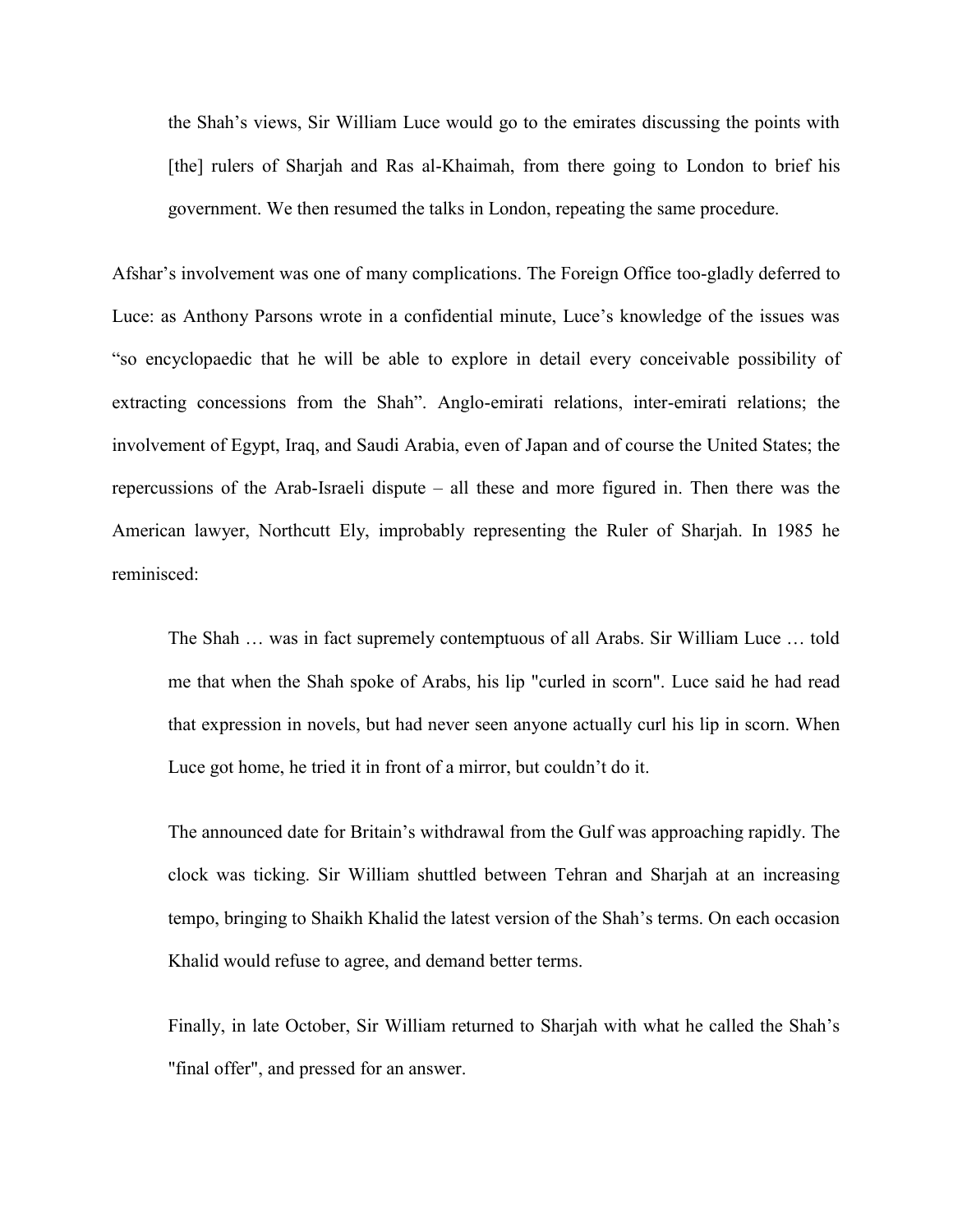> the Shah's views, Sir William Luce would go to the emirates discussing the points with [the] rulers of Sharjah and Ras al-Khaimah, from there going to London to brief his government. We then resumed the talks in London, repeating the same procedure.

Afshar's involvement was one of many complications. The Foreign Office too-gladly deferred to Luce: as Anthony Parsons wrote in a confidential minute, Luce's knowledge of the issues was "so encyclopaedic that he will be able to explore in detail every conceivable possibility of extracting concessions from the Shah". Anglo-emirati relations, inter-emirati relations; the involvement of Egypt, Iraq, and Saudi Arabia, even of Japan and of course the United States; the repercussions of the Arab-Israeli dispute – all these and more figured in. Then there was the American lawyer, Northcutt Ely, improbably representing the Ruler of Sharjah. In 1985 he reminisced:

> The Shah … was in fact supremely contemptuous of all Arabs. Sir William Luce … told me that when the Shah spoke of Arabs, his lip "curled in scorn". Luce said he had read that expression in novels, but had never seen anyone actually curl his lip in scorn. When Luce got home, he tried it in front of a mirror, but couldn't do it.
>
> The announced date for Britain's withdrawal from the Gulf was approaching rapidly. The clock was ticking. Sir William shuttled between Tehran and Sharjah at an increasing tempo, bringing to Shaikh Khalid the latest version of the Shah's terms. On each occasion Khalid would refuse to agree, and demand better terms.
>
> Finally, in late October, Sir William returned to Sharjah with what he called the Shah's "final offer", and pressed for an answer.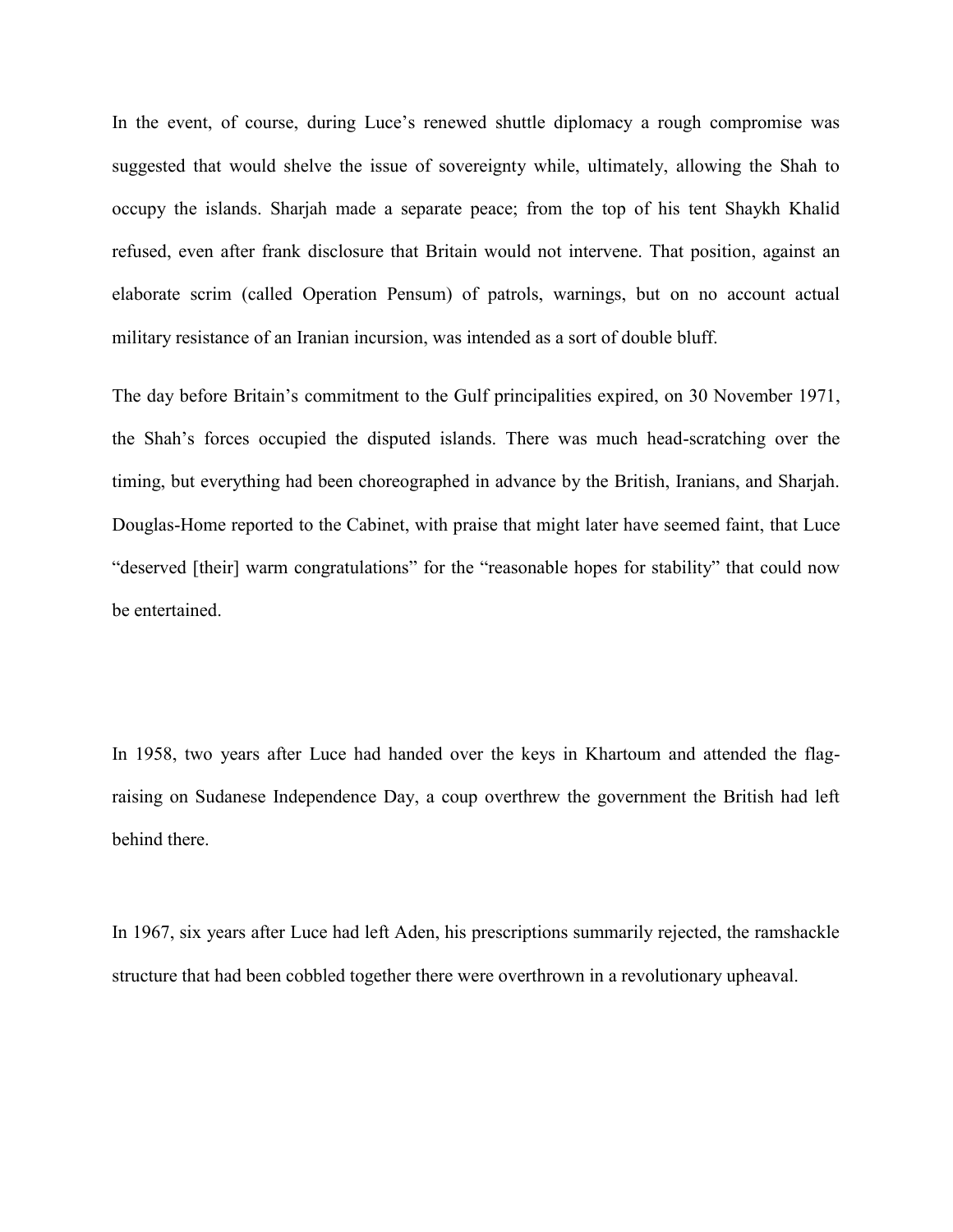In the event, of course, during Luce's renewed shuttle diplomacy a rough compromise was suggested that would shelve the issue of sovereignty while, ultimately, allowing the Shah to occupy the islands. Sharjah made a separate peace; from the top of his tent Shaykh Khalid refused, even after frank disclosure that Britain would not intervene. That position, against an elaborate scrim (called Operation Pensum) of patrols, warnings, but on no account actual military resistance of an Iranian incursion, was intended as a sort of double bluff.

The day before Britain's commitment to the Gulf principalities expired, on 30 November 1971, the Shah's forces occupied the disputed islands. There was much head-scratching over the timing, but everything had been choreographed in advance by the British, Iranians, and Sharjah. Douglas-Home reported to the Cabinet, with praise that might later have seemed faint, that Luce "deserved [their] warm congratulations" for the "reasonable hopes for stability" that could now be entertained.

In 1958, two years after Luce had handed over the keys in Khartoum and attended the flag-raising on Sudanese Independence Day, a coup overthrew the government the British had left behind there.

In 1967, six years after Luce had left Aden, his prescriptions summarily rejected, the ramshackle structure that had been cobbled together there were overthrown in a revolutionary upheaval.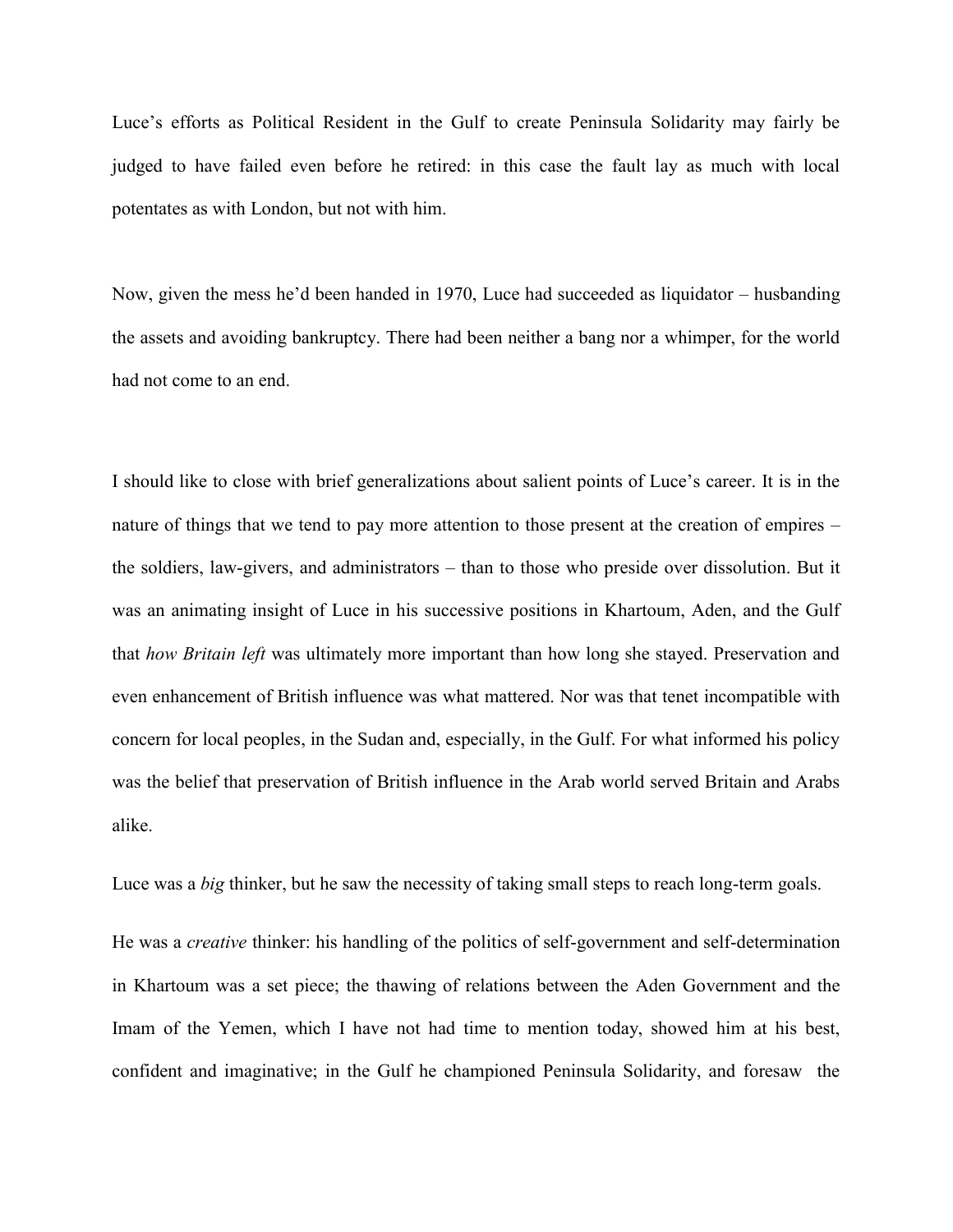Luce's efforts as Political Resident in the Gulf to create Peninsula Solidarity may fairly be judged to have failed even before he retired: in this case the fault lay as much with local potentates as with London, but not with him.

Now, given the mess he'd been handed in 1970, Luce had succeeded as liquidator – husbanding the assets and avoiding bankruptcy. There had been neither a bang nor a whimper, for the world had not come to an end.

I should like to close with brief generalizations about salient points of Luce's career. It is in the nature of things that we tend to pay more attention to those present at the creation of empires – the soldiers, law-givers, and administrators – than to those who preside over dissolution. But it was an animating insight of Luce in his successive positions in Khartoum, Aden, and the Gulf that *how Britain left* was ultimately more important than how long she stayed. Preservation and even enhancement of British influence was what mattered. Nor was that tenet incompatible with concern for local peoples, in the Sudan and, especially, in the Gulf. For what informed his policy was the belief that preservation of British influence in the Arab world served Britain and Arabs alike.

Luce was a *big* thinker, but he saw the necessity of taking small steps to reach long-term goals.

He was a *creative* thinker: his handling of the politics of self-government and self-determination in Khartoum was a set piece; the thawing of relations between the Aden Government and the Imam of the Yemen, which I have not had time to mention today, showed him at his best, confident and imaginative; in the Gulf he championed Peninsula Solidarity, and foresaw the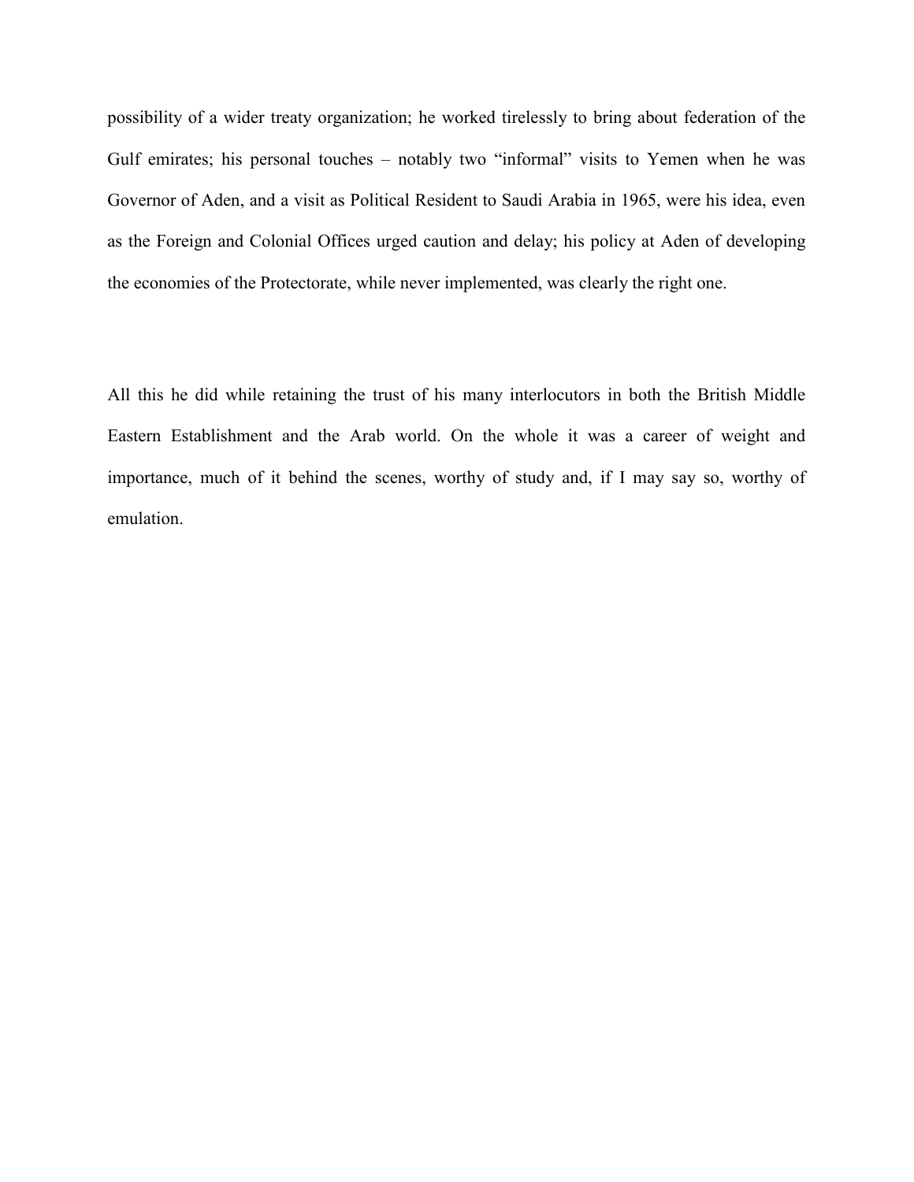possibility of a wider treaty organization; he worked tirelessly to bring about federation of the Gulf emirates; his personal touches – notably two "informal" visits to Yemen when he was Governor of Aden, and a visit as Political Resident to Saudi Arabia in 1965, were his idea, even as the Foreign and Colonial Offices urged caution and delay; his policy at Aden of developing the economies of the Protectorate, while never implemented, was clearly the right one.

All this he did while retaining the trust of his many interlocutors in both the British Middle Eastern Establishment and the Arab world. On the whole it was a career of weight and importance, much of it behind the scenes, worthy of study and, if I may say so, worthy of emulation.